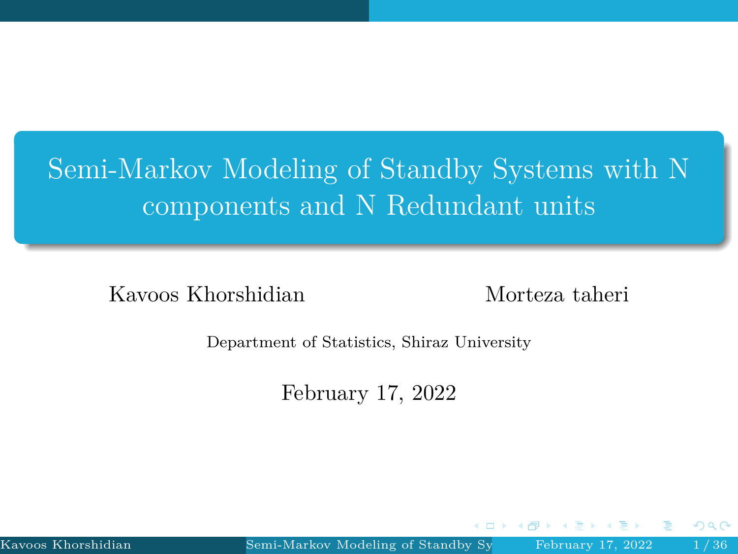# Semi-Markov Modeling of Standby Systems with N components and N Redundant units

Kavoos Khorshidian    Morteza taheri

Department of Statistics, Shiraz University

February 17, 2022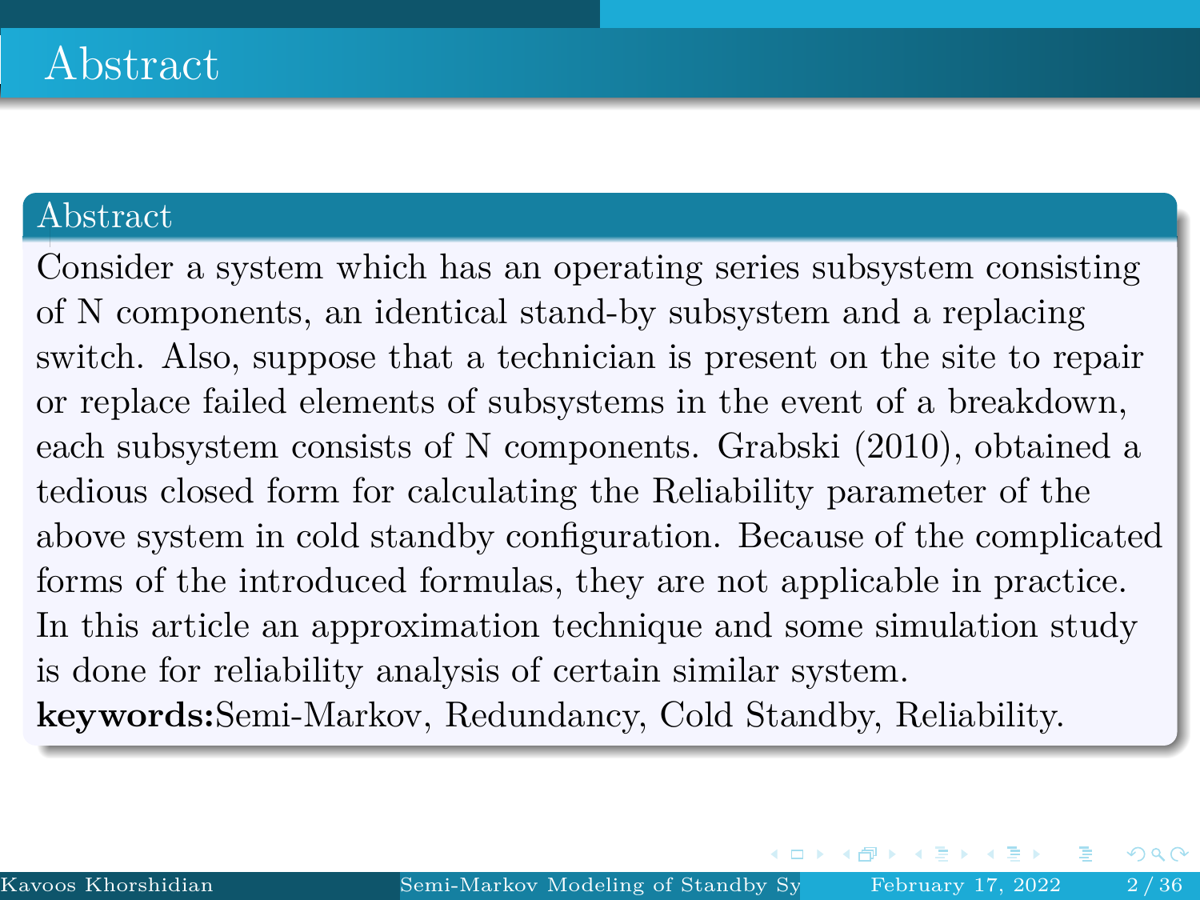# Abstract

## Abstract

Consider a system which has an operating series subsystem consisting of N components, an identical stand-by subsystem and a replacing switch. Also, suppose that a technician is present on the site to repair or replace failed elements of subsystems in the event of a breakdown, each subsystem consists of N components. Grabski (2010), obtained a tedious closed form for calculating the Reliability parameter of the above system in cold standby configuration. Because of the complicated forms of the introduced formulas, they are not applicable in practice. In this article an approximation technique and some simulation study is done for reliability analysis of certain similar system.

**keywords:**Semi-Markov, Redundancy, Cold Standby, Reliability.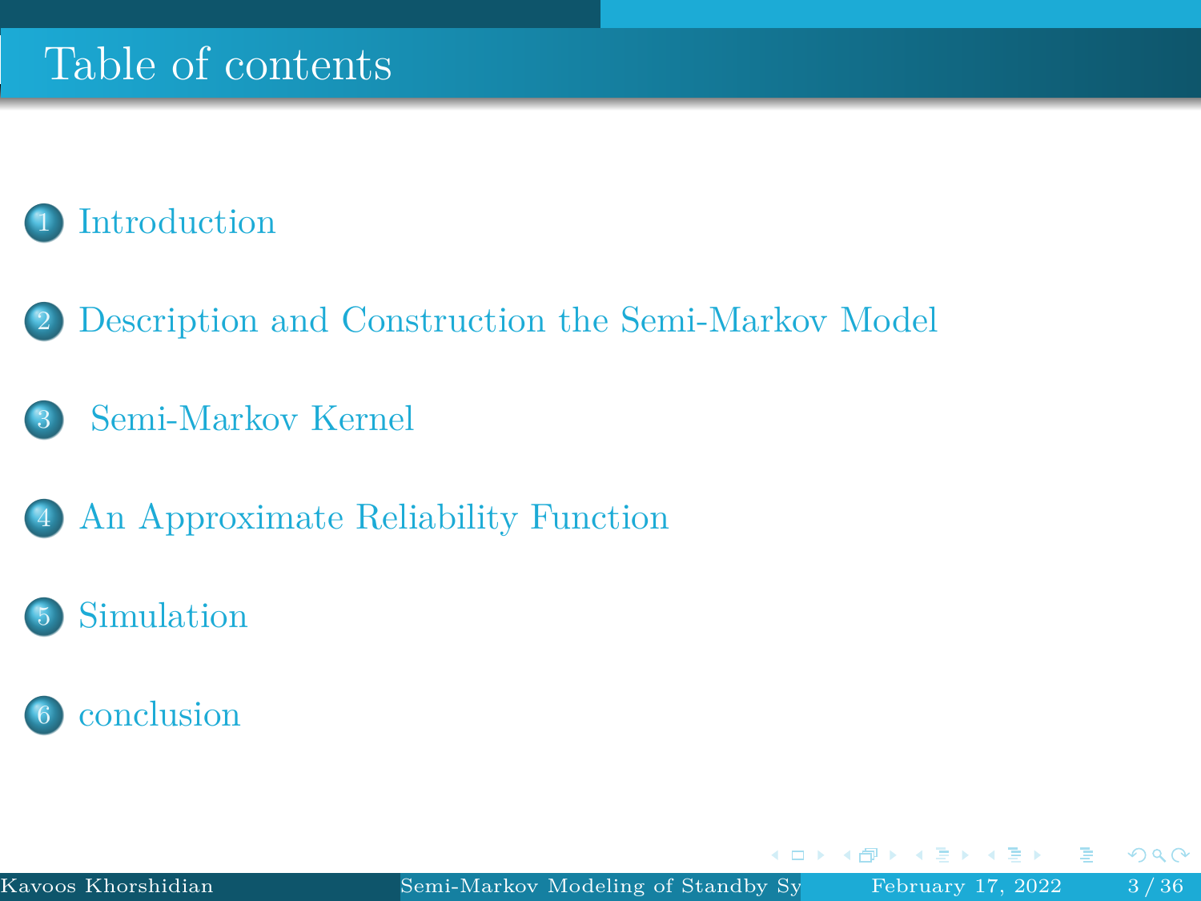# Table of contents

1. Introduction
2. Description and Construction the Semi-Markov Model
3. Semi-Markov Kernel
4. An Approximate Reliability Function
5. Simulation
6. conclusion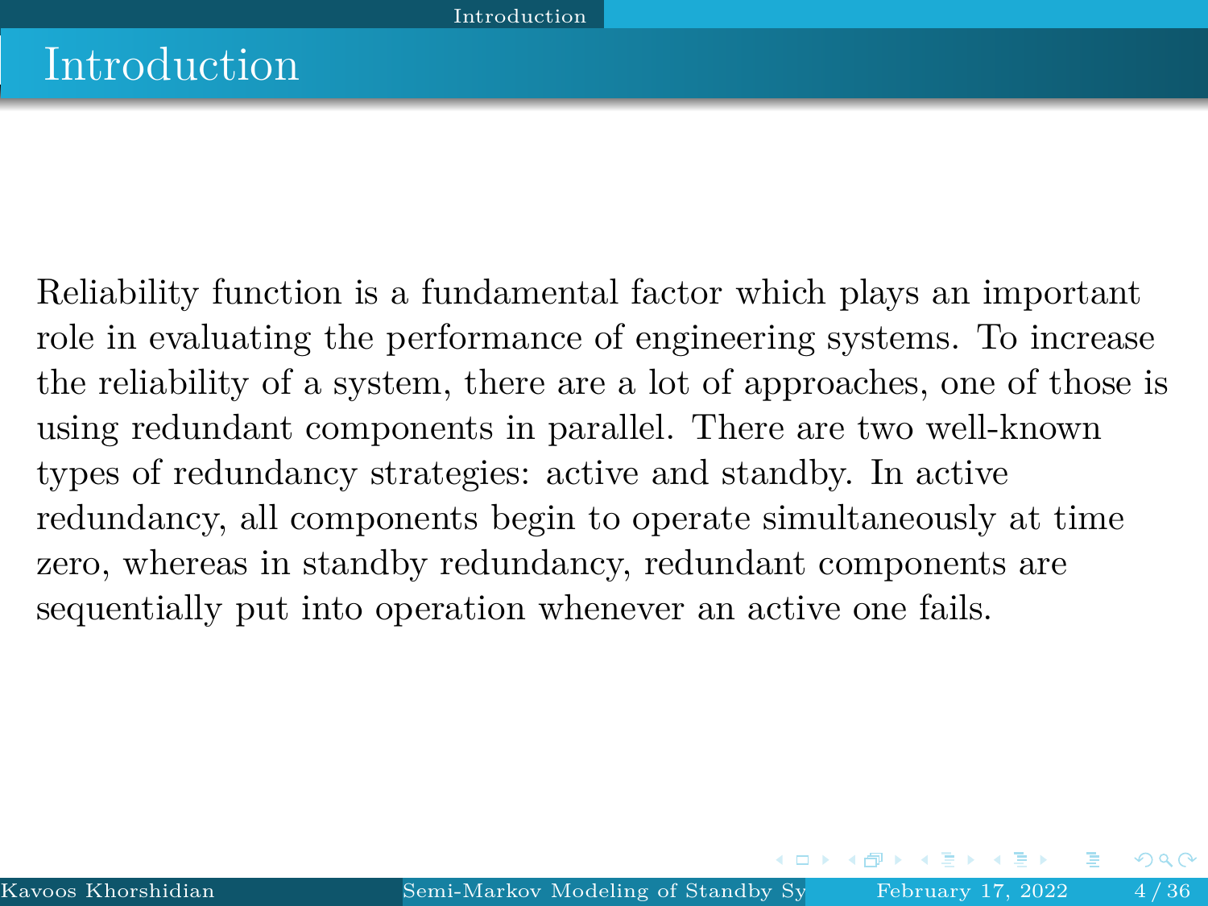# Introduction

Reliability function is a fundamental factor which plays an important role in evaluating the performance of engineering systems. To increase the reliability of a system, there are a lot of approaches, one of those is using redundant components in parallel. There are two well-known types of redundancy strategies: active and standby. In active redundancy, all components begin to operate simultaneously at time zero, whereas in standby redundancy, redundant components are sequentially put into operation whenever an active one fails.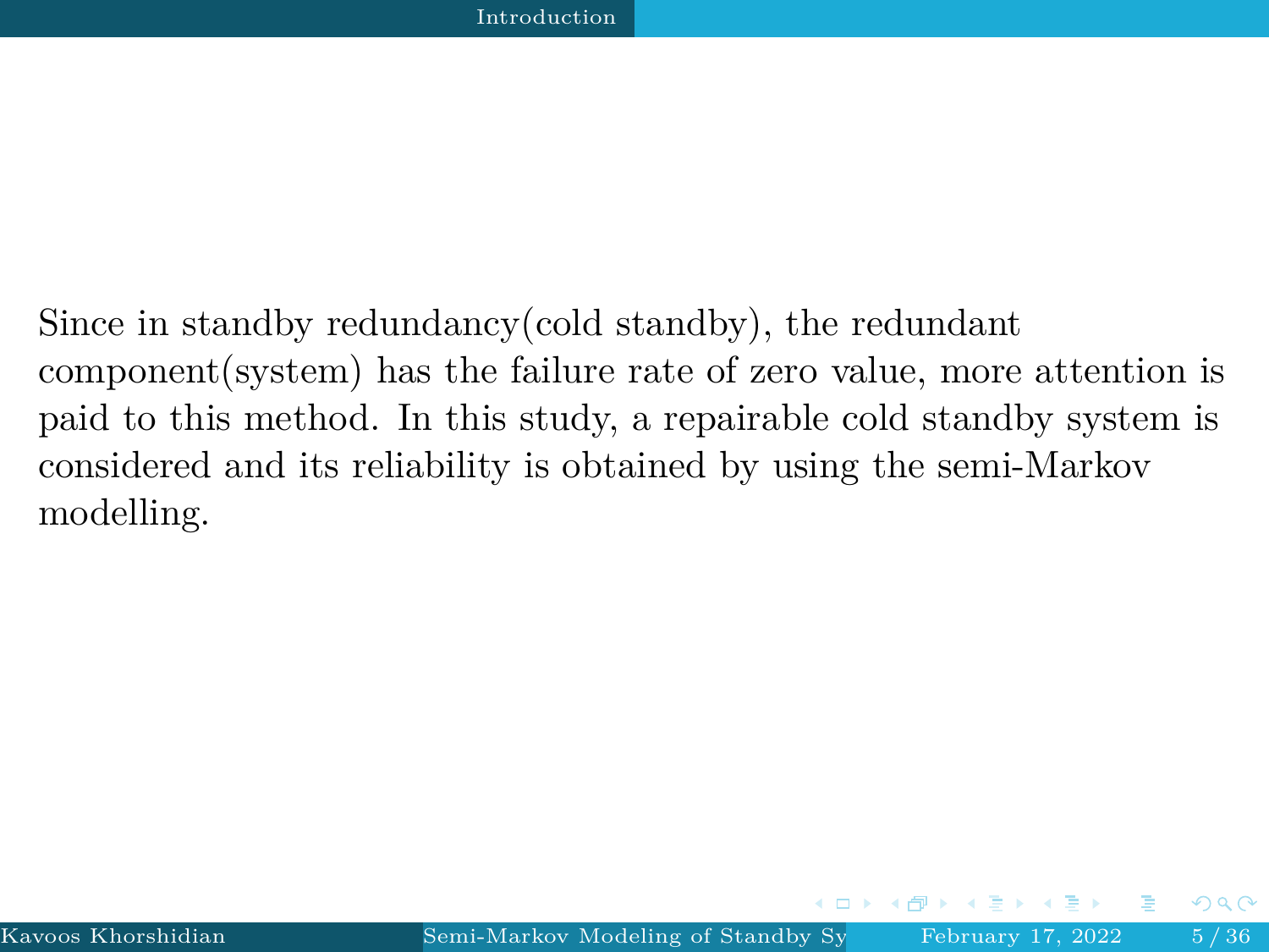Since in standby redundancy(cold standby), the redundant component(system) has the failure rate of zero value, more attention is paid to this method. In this study, a repairable cold standby system is considered and its reliability is obtained by using the semi-Markov modelling.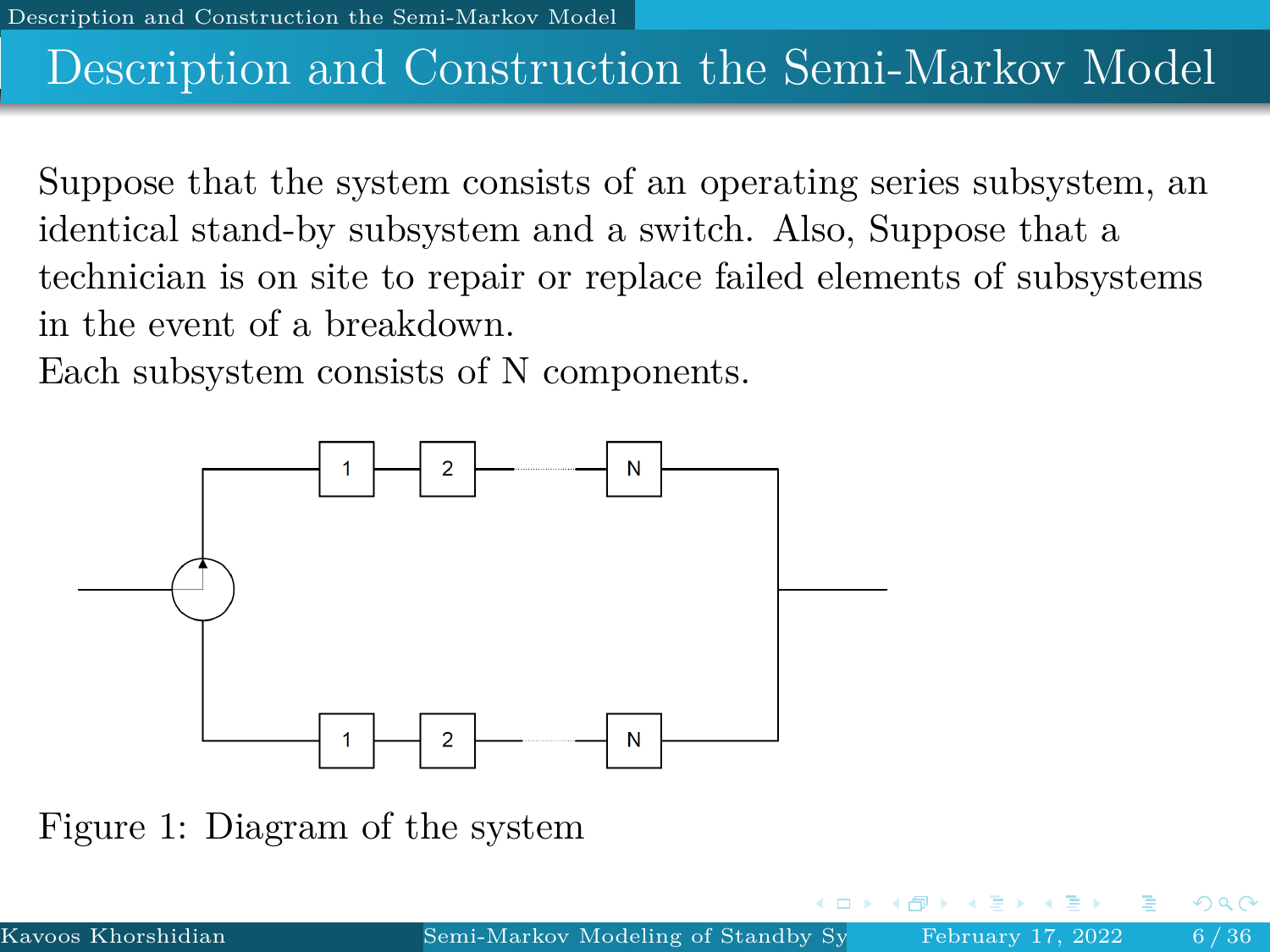# Description and Construction the Semi-Markov Model

Suppose that the system consists of an operating series subsystem, an identical stand-by subsystem and a switch. Also, Suppose that a technician is on site to repair or replace failed elements of subsystems in the event of a breakdown.

Each subsystem consists of N components.

Figure 1: Diagram of the system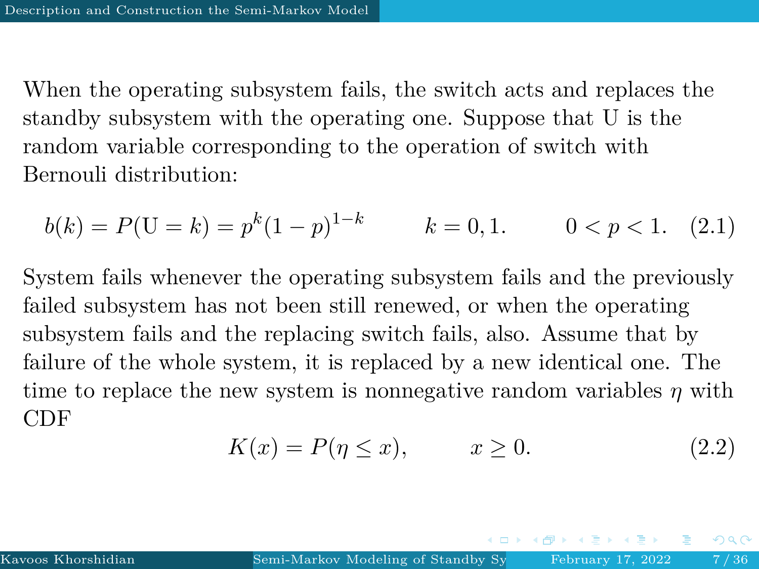When the operating subsystem fails, the switch acts and replaces the standby subsystem with the operating one. Suppose that U is the random variable corresponding to the operation of switch with Bernouli distribution:

$$b(k) = P(\mathrm{U} = k) = p^k (1-p)^{1-k} \qquad k = 0, 1. \qquad 0 < p < 1. \tag{2.1}$$

System fails whenever the operating subsystem fails and the previously failed subsystem has not been still renewed, or when the operating subsystem fails and the replacing switch fails, also. Assume that by failure of the whole system, it is replaced by a new identical one. The time to replace the new system is nonnegative random variables $\eta$ with CDF

$$K(x) = P(\eta \leq x), \qquad x \geq 0. \tag{2.2}$$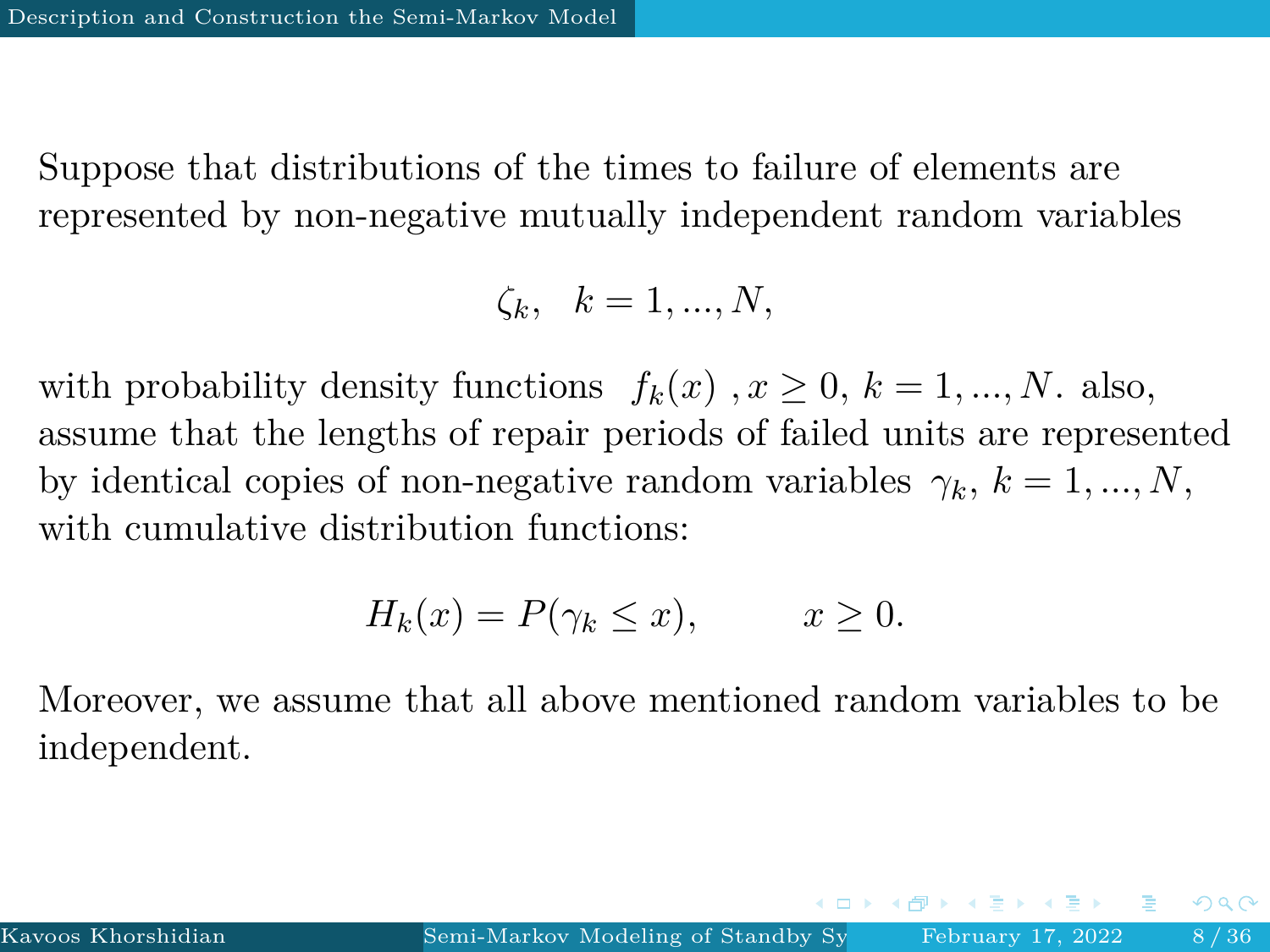Suppose that distributions of the times to failure of elements are represented by non-negative mutually independent random variables

$$\zeta_k, \quad k = 1, ..., N,$$

with probability density functions $f_k(x)$ , $x \geq 0$, $k = 1, ..., N$. also, assume that the lengths of repair periods of failed units are represented by identical copies of non-negative random variables $\gamma_k$, $k = 1, ..., N$, with cumulative distribution functions:

$$H_k(x) = P(\gamma_k \leq x), \qquad x \geq 0.$$

Moreover, we assume that all above mentioned random variables to be independent.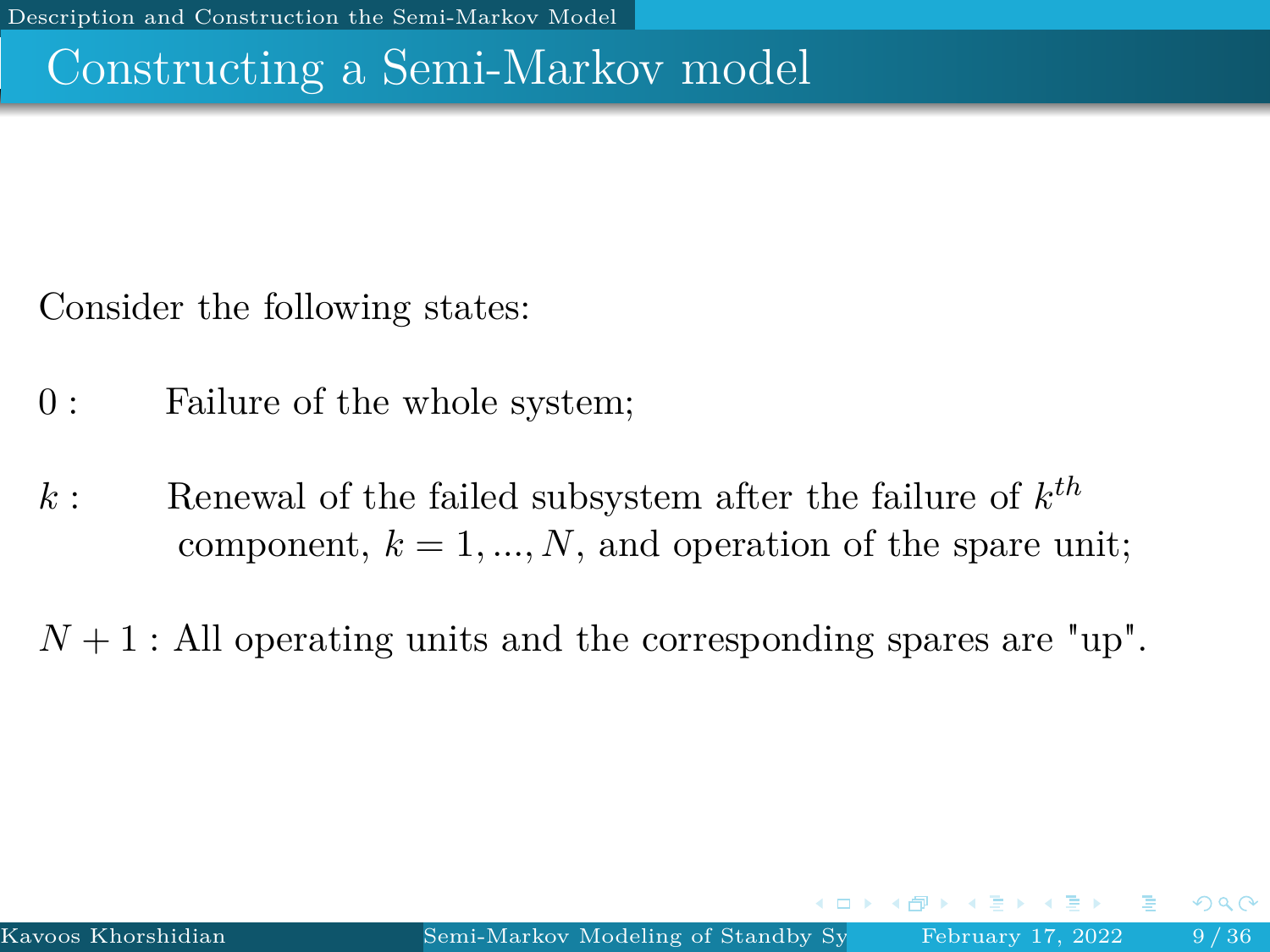## Constructing a Semi-Markov model

Consider the following states:

$0$ : Failure of the whole system;

$k$ : Renewal of the failed subsystem after the failure of $k^{th}$ component, $k = 1, ..., N$, and operation of the spare unit;

$N + 1$ : All operating units and the corresponding spares are "up".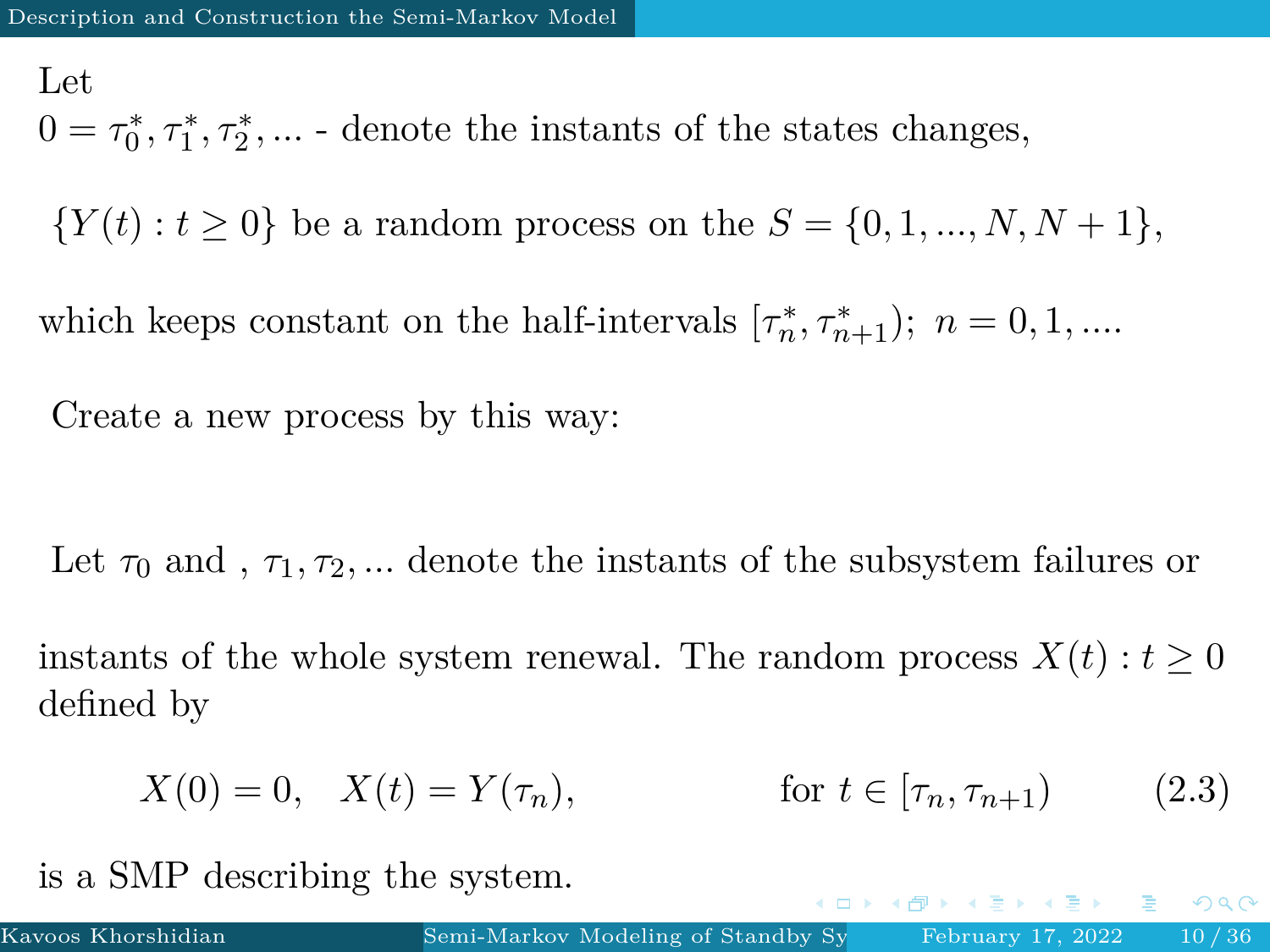Let

$0 = \tau_0^*, \tau_1^*, \tau_2^*, ...$ - denote the instants of the states changes,

$\{Y(t) : t \geq 0\}$ be a random process on the $S = \{0, 1, ..., N, N+1\}$,

which keeps constant on the half-intervals $[\tau_n^*, \tau_{n+1}^*)$; $n = 0, 1, ....$

Create a new process by this way:

Let $\tau_0$ and , $\tau_1, \tau_2, ...$ denote the instants of the subsystem failures or

instants of the whole system renewal. The random process $X(t) : t \geq 0$ defined by

$$X(0) = 0, \quad X(t) = Y(\tau_n), \qquad \text{for } t \in [\tau_n, \tau_{n+1}) \tag{2.3}$$

is a SMP describing the system.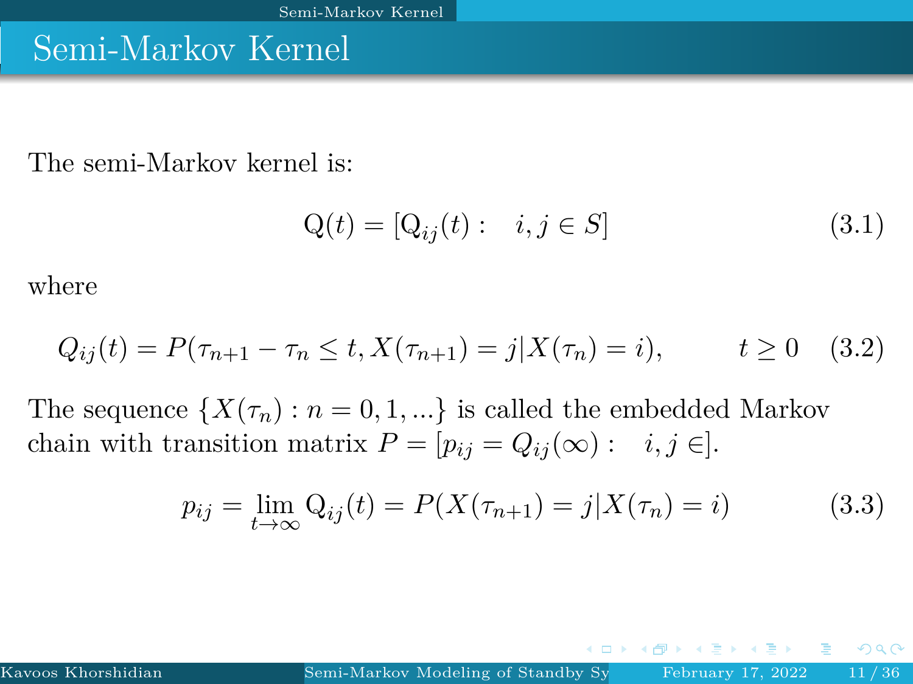# Semi-Markov Kernel

The semi-Markov kernel is:

$$\mathrm{Q}(t) = [\mathrm{Q}_{ij}(t) : \quad i, j \in S] \tag{3.1}$$

where

$$Q_{ij}(t) = P(\tau_{n+1} - \tau_n \leq t, X(\tau_{n+1}) = j | X(\tau_n) = i), \qquad t \geq 0 \tag{3.2}$$

The sequence $\{X(\tau_n) : n = 0, 1, ...\}$ is called the embedded Markov chain with transition matrix $P = [p_{ij} = Q_{ij}(\infty) : \quad i, j \in]$.

$$p_{ij} = \lim_{t \to \infty} \mathrm{Q}_{ij}(t) = P(X(\tau_{n+1}) = j | X(\tau_n) = i) \tag{3.3}$$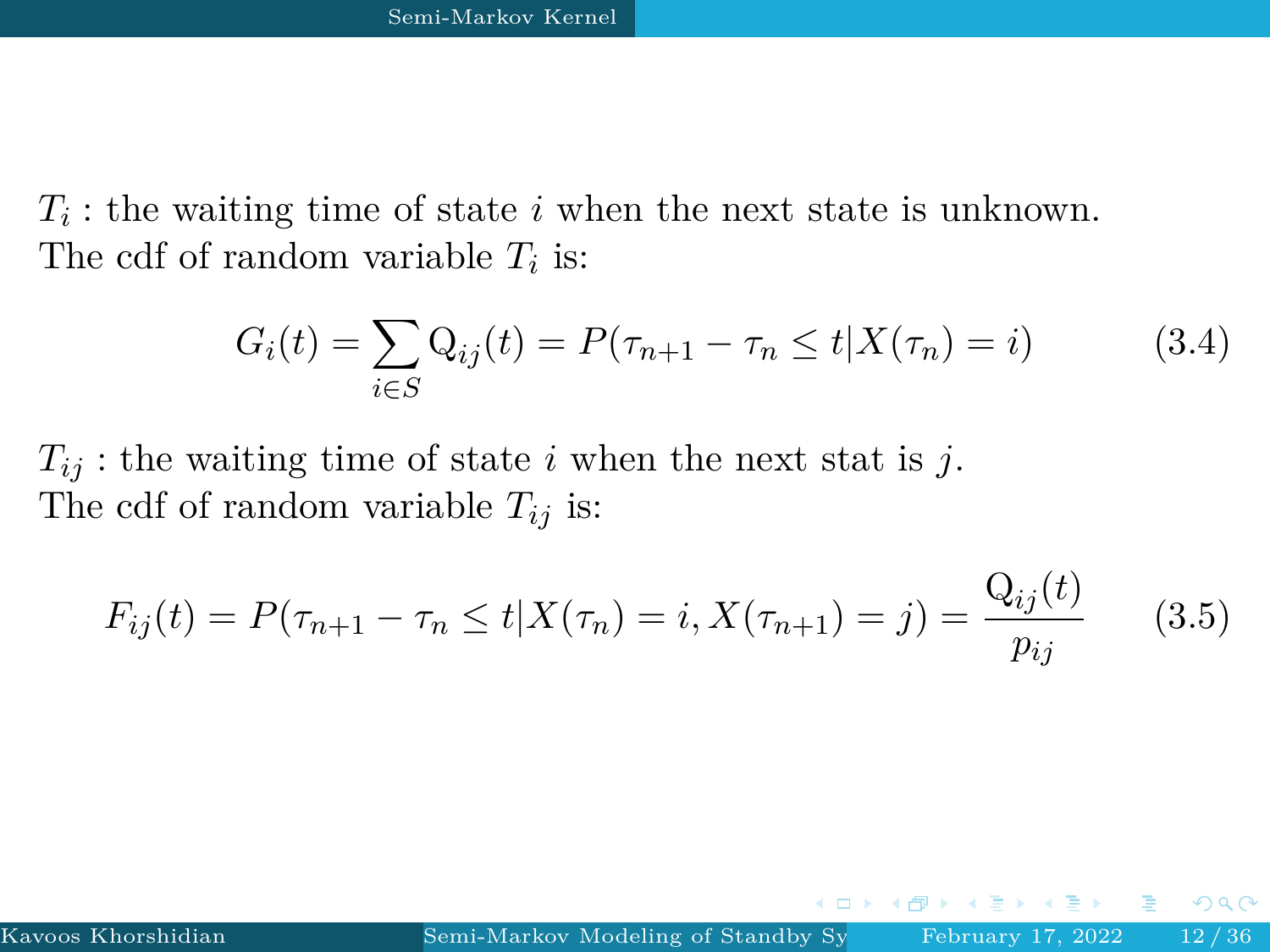## Semi-Markov Kernel

$T_i$ : the waiting time of state $i$ when the next state is unknown.
The cdf of random variable $T_i$ is:

$$G_i(t) = \sum_{i \in S} \mathrm{Q}_{ij}(t) = P(\tau_{n+1} - \tau_n \leq t | X(\tau_n) = i) \tag{3.4}$$

$T_{ij}$ : the waiting time of state $i$ when the next stat is $j$.
The cdf of random variable $T_{ij}$ is:

$$F_{ij}(t) = P(\tau_{n+1} - \tau_n \leq t | X(\tau_n) = i, X(\tau_{n+1}) = j) = \frac{\mathrm{Q}_{ij}(t)}{p_{ij}} \tag{3.5}$$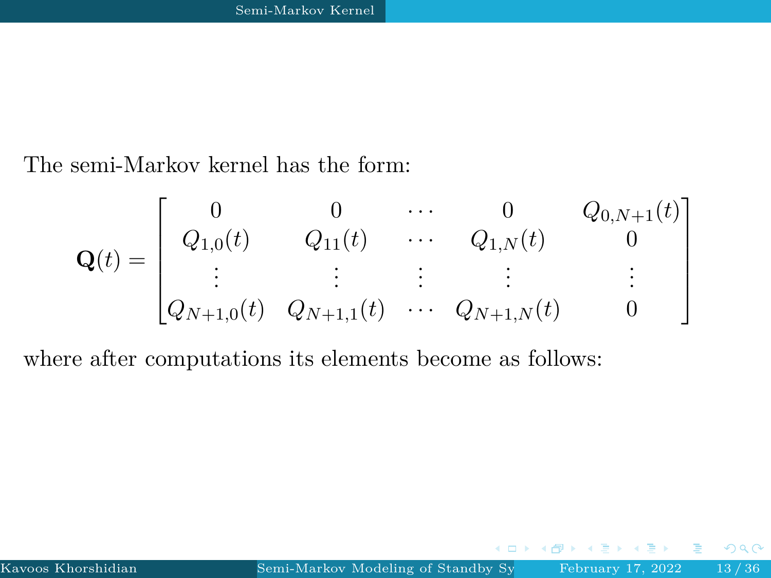## Semi-Markov Kernel

The semi-Markov kernel has the form:

$$
\mathbf{Q}(t) = \begin{bmatrix}
0 & 0 & \cdots & 0 & Q_{0,N+1}(t) \\
Q_{1,0}(t) & Q_{11}(t) & \cdots & Q_{1,N}(t) & 0 \\
\vdots & \vdots & \vdots & \vdots & \vdots \\
Q_{N+1,0}(t) & Q_{N+1,1}(t) & \cdots & Q_{N+1,N}(t) & 0
\end{bmatrix}
$$

where after computations its elements become as follows: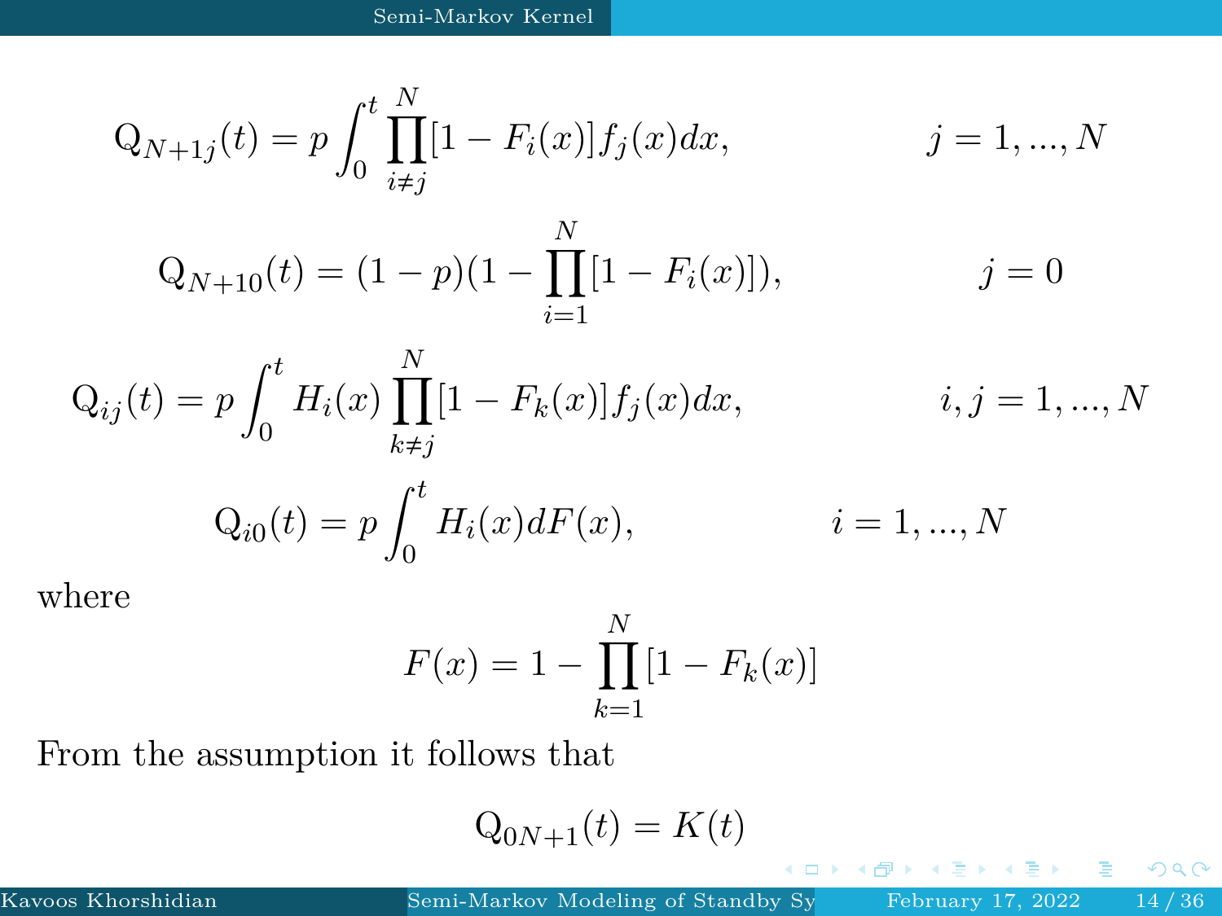$$Q_{N+1j}(t) = p \int_0^t \prod_{i \neq j}^{N} [1 - F_i(x)] f_j(x) dx, \qquad j = 1, ..., N$$

$$Q_{N+10}(t) = (1 - p)(1 - \prod_{i=1}^{N} [1 - F_i(x)]), \qquad j = 0$$

$$Q_{ij}(t) = p \int_0^t H_i(x) \prod_{k \neq j}^{N} [1 - F_k(x)] f_j(x) dx, \qquad i, j = 1, ..., N$$

$$Q_{i0}(t) = p \int_0^t H_i(x) dF(x), \qquad i = 1, ..., N$$

where

$$F(x) = 1 - \prod_{k=1}^{N} [1 - F_k(x)]$$

From the assumption it follows that

$$Q_{0N+1}(t) = K(t)$$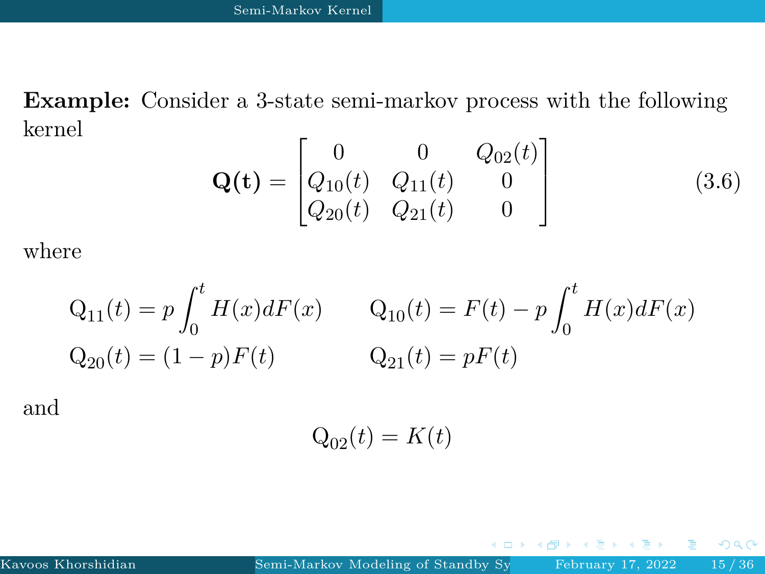**Example:** Consider a 3-state semi-markov process with the following kernel

$$
\mathbf{Q(t)} = \begin{bmatrix} 0 & 0 & Q_{02}(t) \\ Q_{10}(t) & Q_{11}(t) & 0 \\ Q_{20}(t) & Q_{21}(t) & 0 \end{bmatrix} \tag{3.6}
$$

where

$$
\mathrm{Q}_{11}(t) = p\int_0^t H(x)dF(x) \qquad \mathrm{Q}_{10}(t) = F(t) - p\int_0^t H(x)dF(x)
$$

$$
\mathrm{Q}_{20}(t) = (1-p)F(t) \qquad \mathrm{Q}_{21}(t) = pF(t)
$$

and

$$
\mathrm{Q}_{02}(t) = K(t)
$$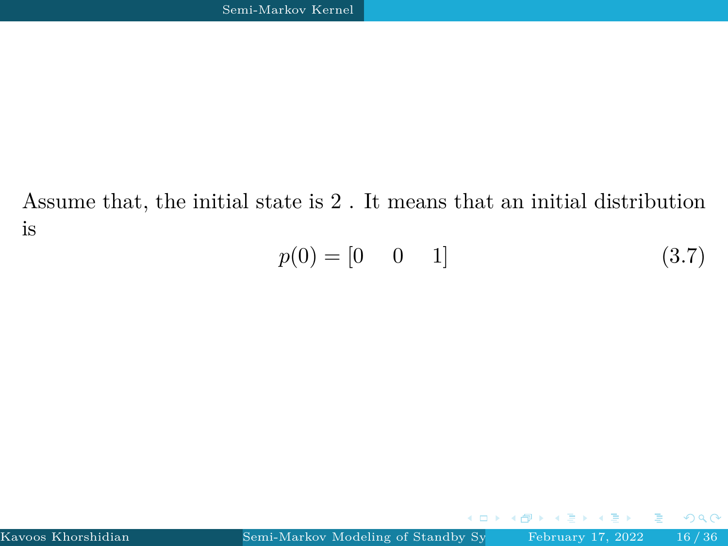Assume that, the initial state is 2 . It means that an initial distribution is

$$p(0) = [0 \quad 0 \quad 1] \tag{3.7}$$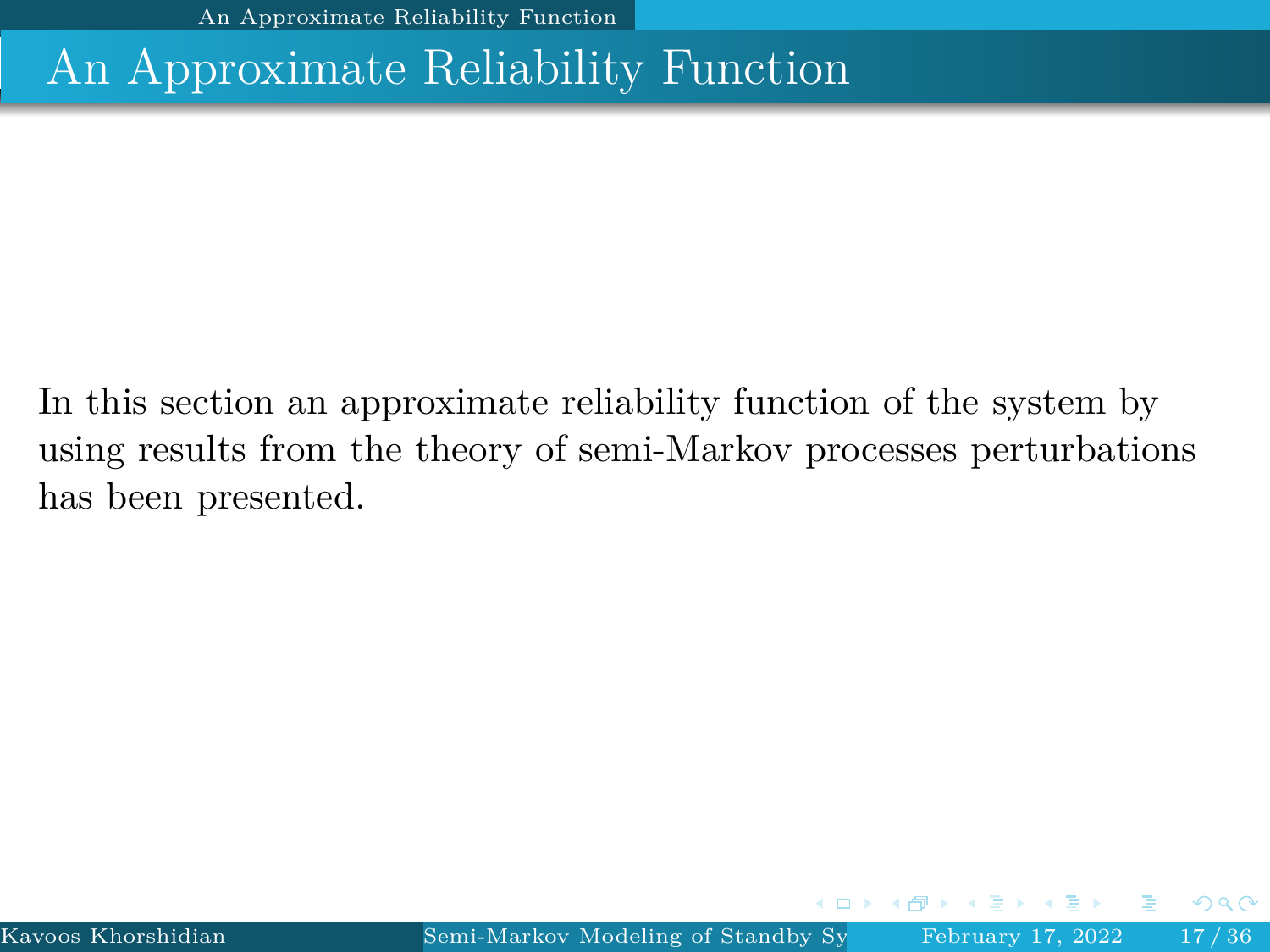# An Approximate Reliability Function

In this section an approximate reliability function of the system by using results from the theory of semi-Markov processes perturbations has been presented.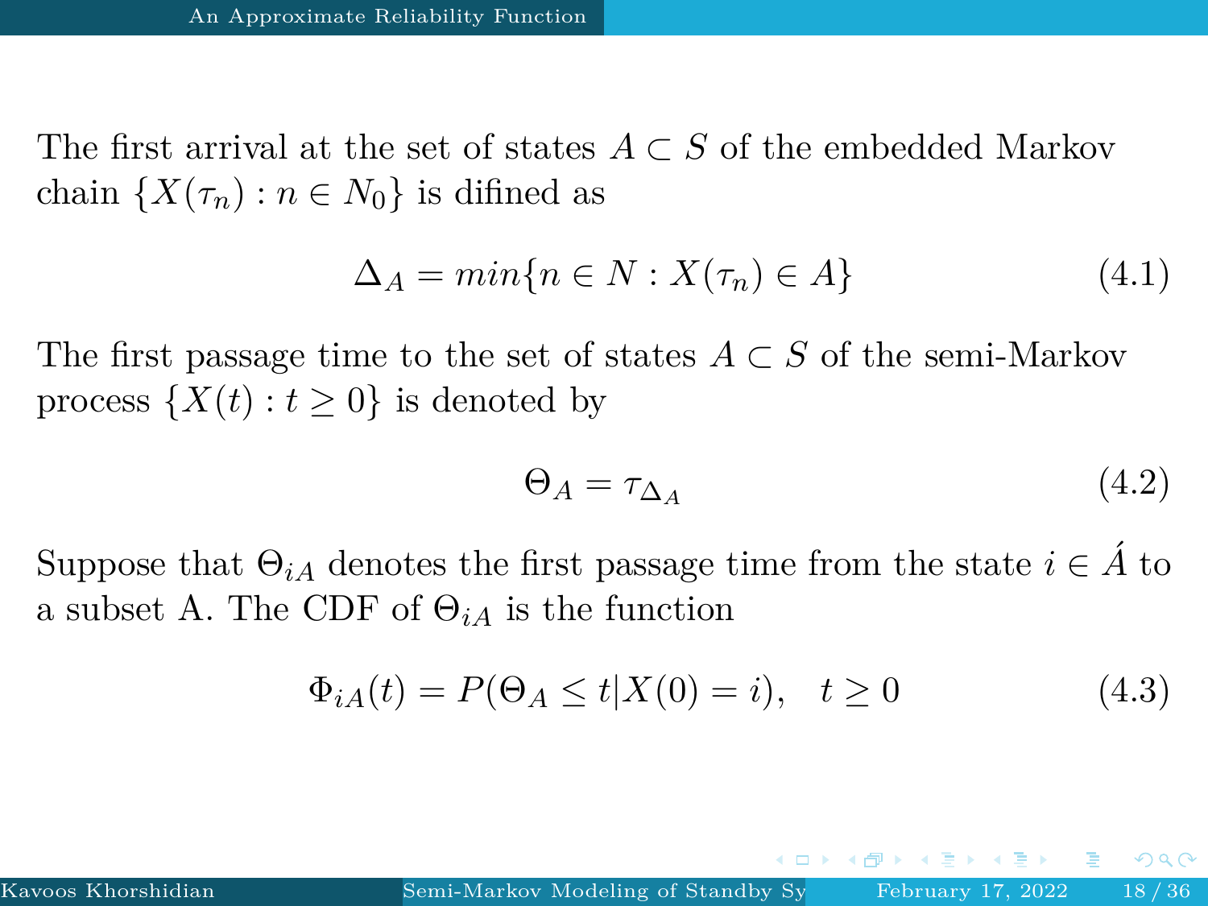The first arrival at the set of states $A \subset S$ of the embedded Markov chain $\{X(\tau_n) : n \in N_0\}$ is difined as

$$\Delta_A = min\{n \in N : X(\tau_n) \in A\} \tag{4.1}$$

The first passage time to the set of states $A \subset S$ of the semi-Markov process $\{X(t) : t \geq 0\}$ is denoted by

$$\Theta_A = \tau_{\Delta_A} \tag{4.2}$$

Suppose that $\Theta_{iA}$ denotes the first passage time from the state $i \in \acute{A}$ to a subset A. The CDF of $\Theta_{iA}$ is the function

$$\Phi_{iA}(t) = P(\Theta_A \leq t | X(0) = i), \quad t \geq 0 \tag{4.3}$$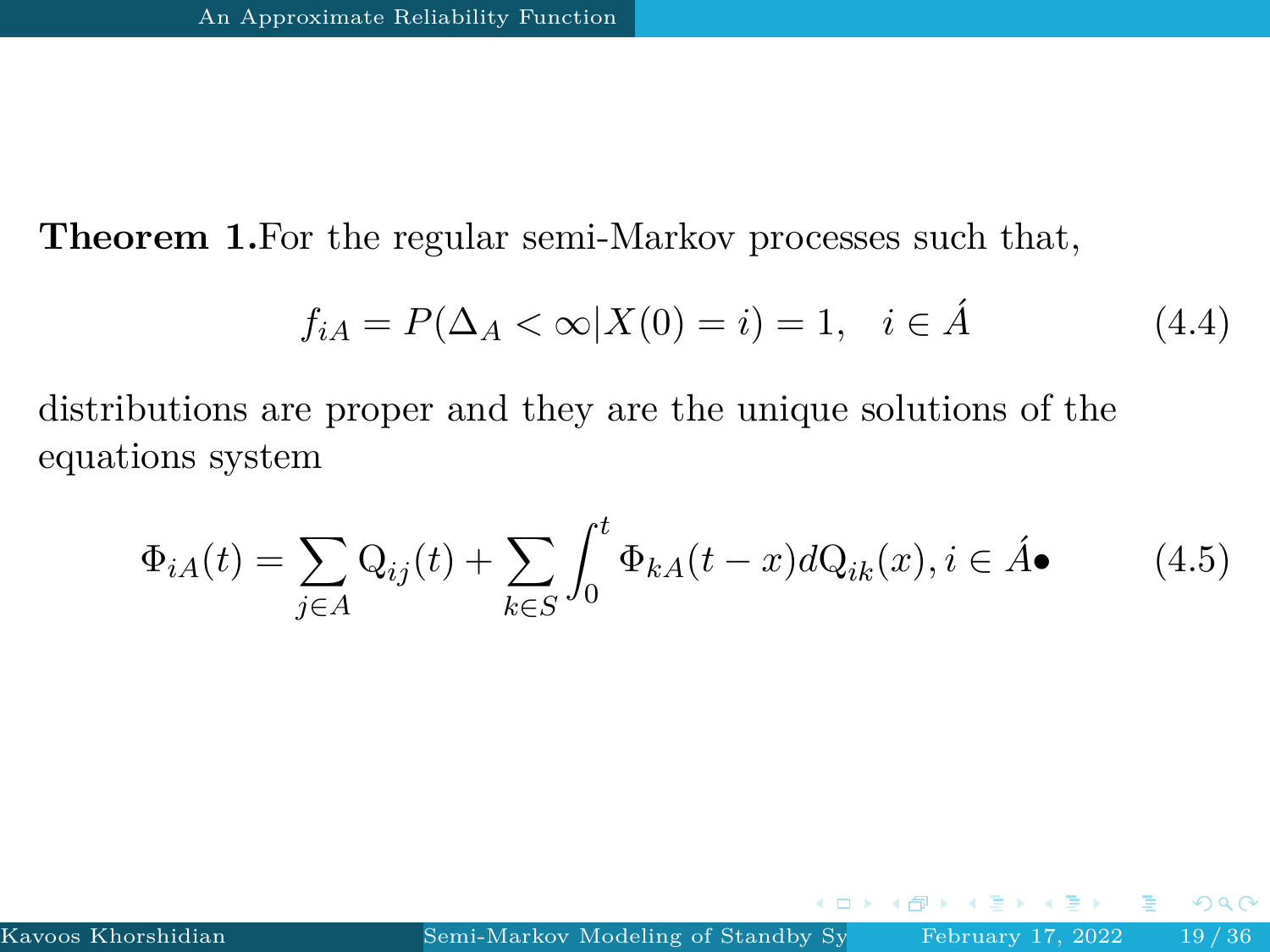**Theorem 1.** For the regular semi-Markov processes such that,

$$f_{iA} = P(\Delta_A < \infty | X(0) = i) = 1, \quad i \in \acute{A} \tag{4.4}$$

distributions are proper and they are the unique solutions of the equations system

$$\Phi_{iA}(t) = \sum_{j \in A} \mathrm{Q}_{ij}(t) + \sum_{k \in S} \int_0^t \Phi_{kA}(t-x) d\mathrm{Q}_{ik}(x), i \in \acute{A} \bullet \tag{4.5}$$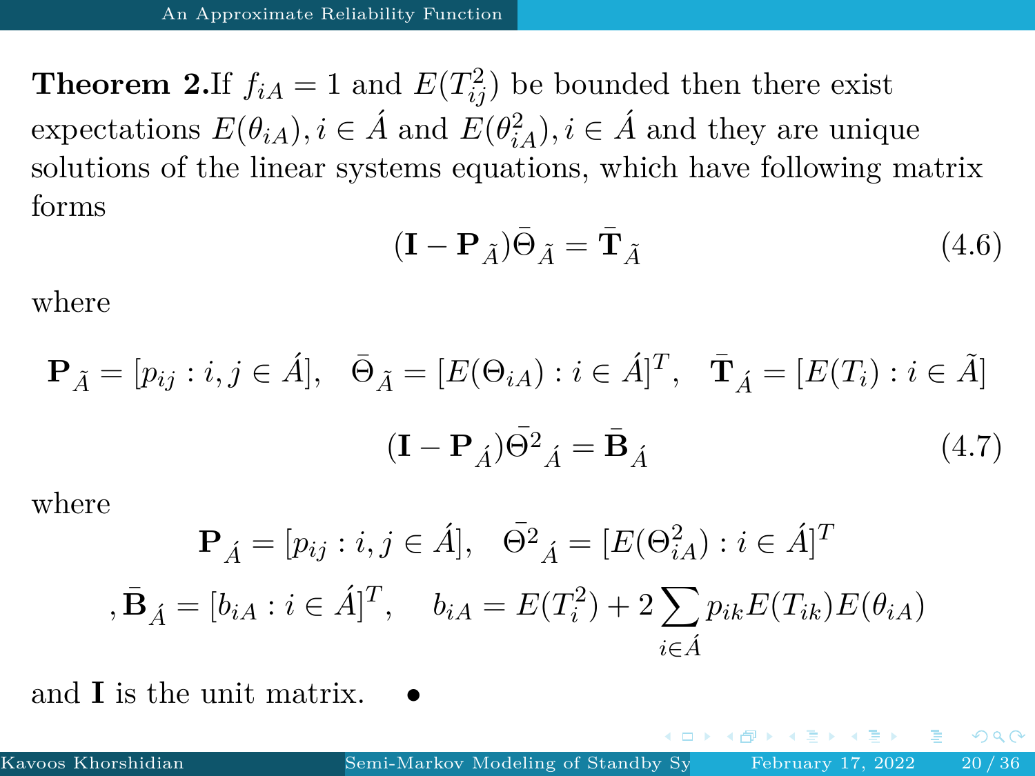**Theorem 2.**If $f_{iA} = 1$ and $E(T_{ij}^2)$ be bounded then there exist expectations $E(\theta_{iA}), i \in \acute{A}$ and $E(\theta_{iA}^2), i \in \acute{A}$ and they are unique solutions of the linear systems equations, which have following matrix forms

$$(\mathbf{I} - \mathbf{P}_{\tilde{A}})\bar{\Theta}_{\tilde{A}} = \bar{\mathbf{T}}_{\tilde{A}} \tag{4.6}$$

where

$$\mathbf{P}_{\tilde{A}} = [p_{ij} : i, j \in \acute{A}], \quad \bar{\Theta}_{\tilde{A}} = [E(\Theta_{iA}) : i \in \acute{A}]^T, \quad \bar{\mathbf{T}}_{\acute{A}} = [E(T_i) : i \in \tilde{A}]$$

$$(\mathbf{I} - \mathbf{P}_{\acute{A}})\bar{\Theta^2}_{\acute{A}} = \bar{\mathbf{B}}_{\acute{A}} \tag{4.7}$$

where

$$\mathbf{P}_{\acute{A}} = [p_{ij} : i, j \in \acute{A}], \quad \bar{\Theta^2}_{\acute{A}} = [E(\Theta_{iA}^2) : i \in \acute{A}]^T$$

$$, \bar{\mathbf{B}}_{\acute{A}} = [b_{iA} : i \in \acute{A}]^T, \quad b_{iA} = E(T_i^2) + 2\sum_{i \in \acute{A}} p_{ik} E(T_{ik}) E(\theta_{iA})$$

and $\mathbf{I}$ is the unit matrix. •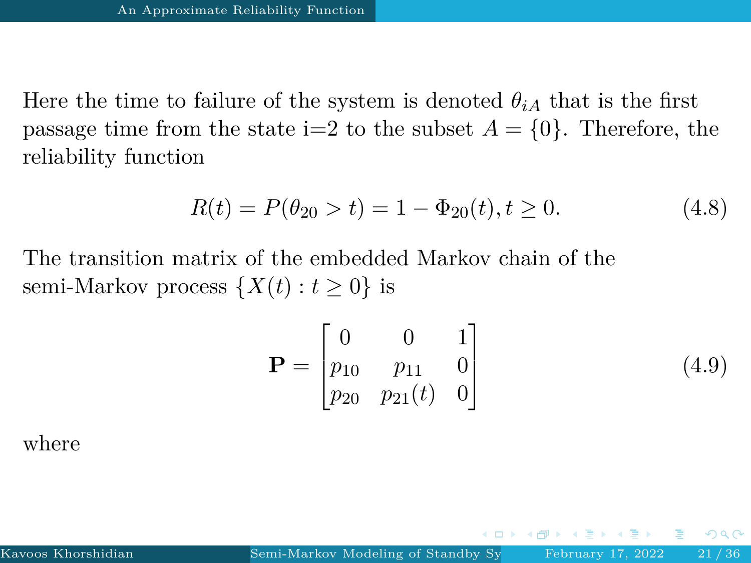Here the time to failure of the system is denoted $\theta_{iA}$ that is the first passage time from the state i=2 to the subset $A = \{0\}$. Therefore, the reliability function

$$R(t) = P(\theta_{20} > t) = 1 - \Phi_{20}(t), t \geq 0. \tag{4.8}$$

The transition matrix of the embedded Markov chain of the semi-Markov process $\{X(t) : t \geq 0\}$ is

$$\mathbf{P} = \begin{bmatrix} 0 & 0 & 1 \\ p_{10} & p_{11} & 0 \\ p_{20} & p_{21}(t) & 0 \end{bmatrix} \tag{4.9}$$

where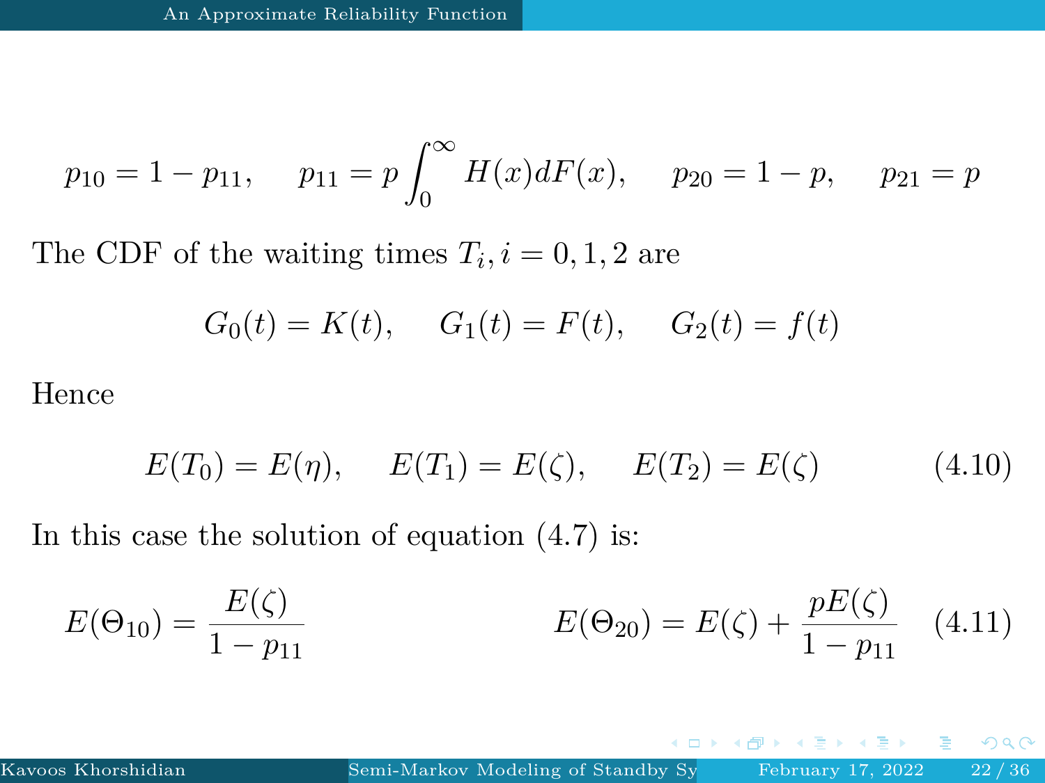$$p_{10} = 1 - p_{11}, \quad p_{11} = p \int_0^\infty H(x) dF(x), \quad p_{20} = 1 - p, \quad p_{21} = p$$

The CDF of the waiting times $T_i, i = 0, 1, 2$ are

$$G_0(t) = K(t), \quad G_1(t) = F(t), \quad G_2(t) = f(t)$$

Hence

$$E(T_0) = E(\eta), \quad E(T_1) = E(\zeta), \quad E(T_2) = E(\zeta) \tag{4.10}$$

In this case the solution of equation (4.7) is:

$$E(\Theta_{10}) = \frac{E(\zeta)}{1 - p_{11}} \qquad E(\Theta_{20}) = E(\zeta) + \frac{pE(\zeta)}{1 - p_{11}} \tag{4.11}$$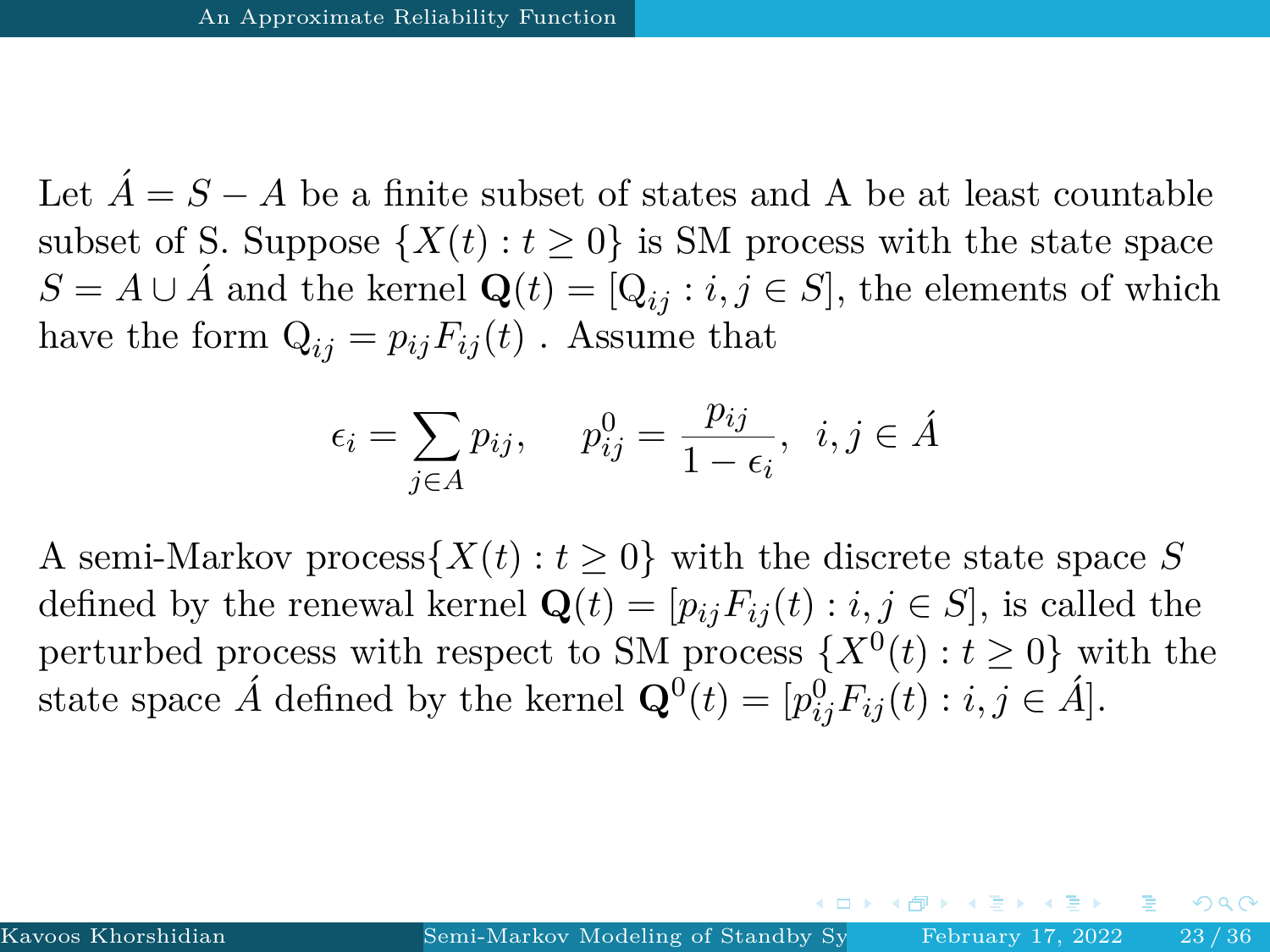Let $\acute{A} = S - A$ be a finite subset of states and A be at least countable subset of S. Suppose $\{X(t) : t \geq 0\}$ is SM process with the state space $S = A \cup \acute{A}$ and the kernel $\mathbf{Q}(t) = [\mathrm{Q}_{ij} : i, j \in S]$, the elements of which have the form $\mathrm{Q}_{ij} = p_{ij} F_{ij}(t)$ . Assume that

$$\epsilon_i = \sum_{j \in A} p_{ij}, \quad p^0_{ij} = \frac{p_{ij}}{1 - \epsilon_i}, \;\; i, j \in \acute{A}$$

A semi-Markov process$\{X(t) : t \geq 0\}$ with the discrete state space $S$ defined by the renewal kernel $\mathbf{Q}(t) = [p_{ij} F_{ij}(t) : i, j \in S]$, is called the perturbed process with respect to SM process $\{X^0(t) : t \geq 0\}$ with the state space $\acute{A}$ defined by the kernel $\mathbf{Q}^0(t) = [p^0_{ij} F_{ij}(t) : i, j \in \acute{A}]$.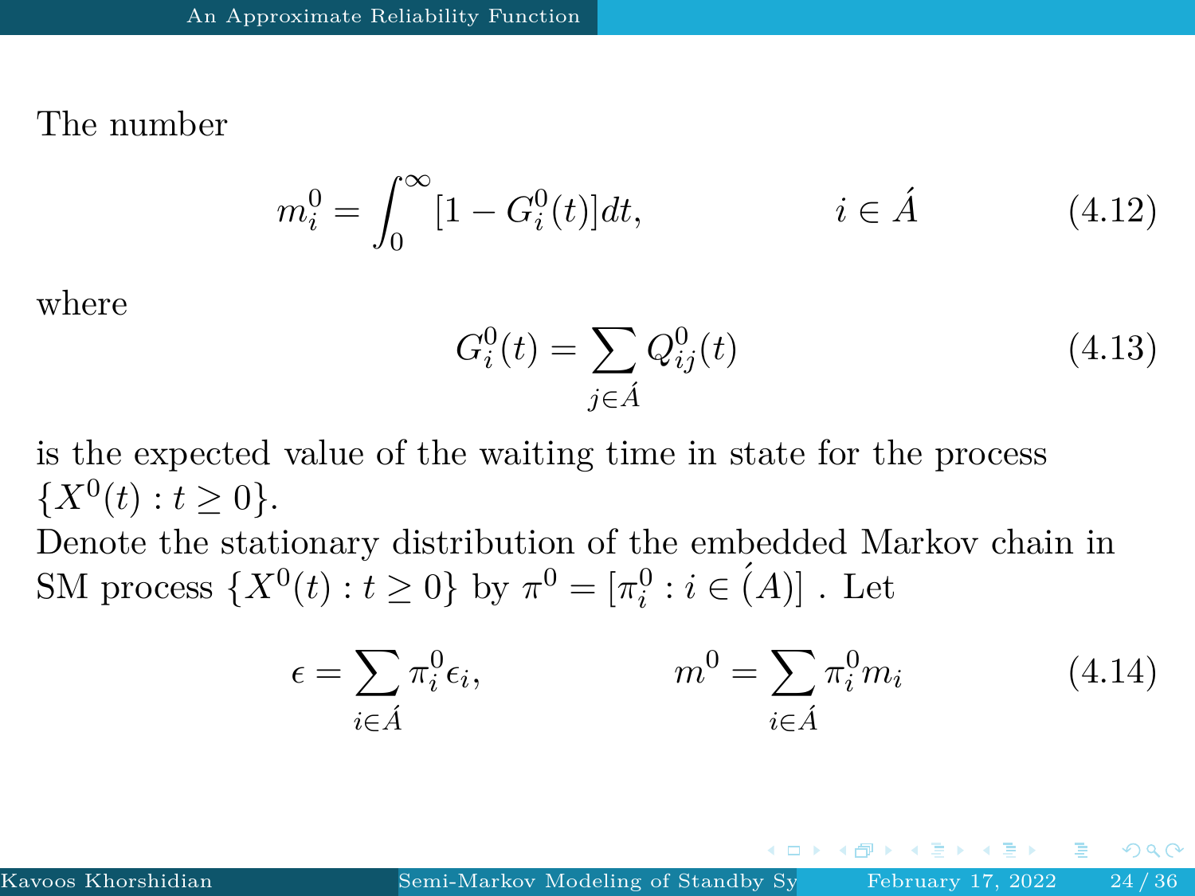The number

$$m_i^0 = \int_0^{\infty} [1 - G_i^0(t)] dt, \qquad i \in \acute{A} \tag{4.12}$$

where

$$G_i^0(t) = \sum_{j \in \acute{A}} Q_{ij}^0(t) \tag{4.13}$$

is the expected value of the waiting time in state for the process $\{X^0(t) : t \geq 0\}$.

Denote the stationary distribution of the embedded Markov chain in SM process $\{X^0(t) : t \geq 0\}$ by $\pi^0 = [\pi_i^0 : i \in \acute{(A)}]$ . Let

$$\epsilon = \sum_{i \in \acute{A}} \pi_i^0 \epsilon_i, \qquad m^0 = \sum_{i \in \acute{A}} \pi_i^0 m_i \tag{4.14}$$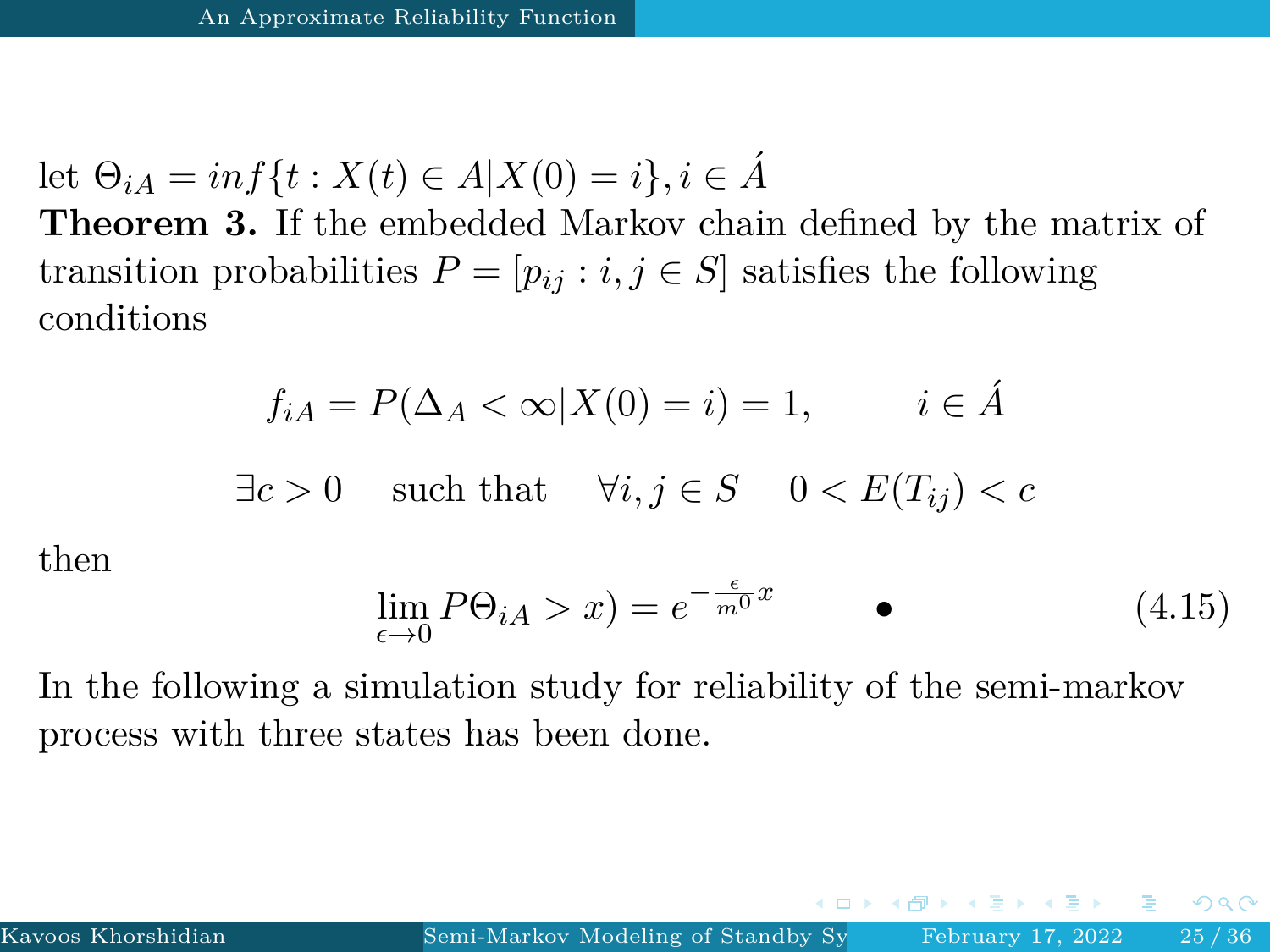let $\Theta_{iA} = inf\{t : X(t) \in A | X(0) = i\}, i \in \acute{A}$

**Theorem 3.** If the embedded Markov chain defined by the matrix of transition probabilities $P = [p_{ij} : i, j \in S]$ satisfies the following conditions

$$f_{iA} = P(\Delta_A < \infty | X(0) = i) = 1, \qquad i \in \acute{A}$$

$$\exists c > 0 \quad \text{such that} \quad \forall i, j \in S \quad 0 < E(T_{ij}) < c$$

then

$$\lim_{\epsilon \to 0} P\Theta_{iA} > x) = e^{-\frac{\epsilon}{m^0} x} \qquad \bullet \tag{4.15}$$

In the following a simulation study for reliability of the semi-markov process with three states has been done.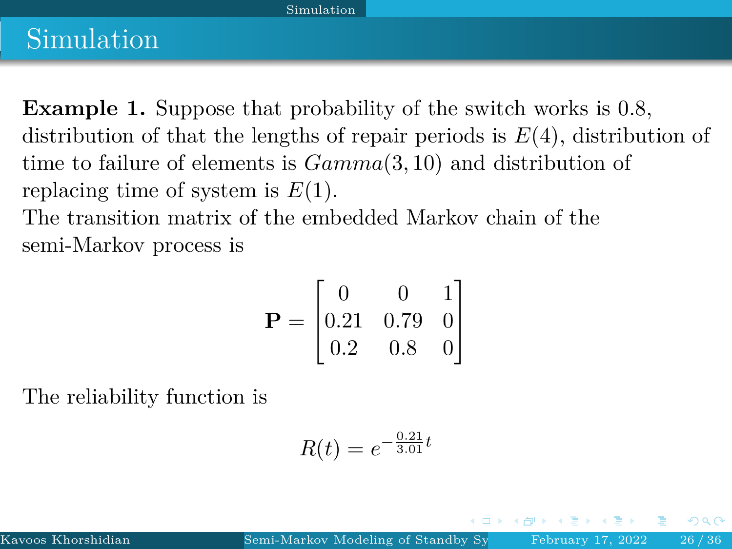# Simulation

**Example 1.** Suppose that probability of the switch works is 0.8, distribution of that the lengths of repair periods is $E(4)$, distribution of time to failure of elements is $Gamma(3, 10)$ and distribution of replacing time of system is $E(1)$.

The transition matrix of the embedded Markov chain of the semi-Markov process is

$$\mathbf{P} = \begin{bmatrix} 0 & 0 & 1 \\ 0.21 & 0.79 & 0 \\ 0.2 & 0.8 & 0 \end{bmatrix}$$

The reliability function is

$$R(t) = e^{-\frac{0.21}{3.01}t}$$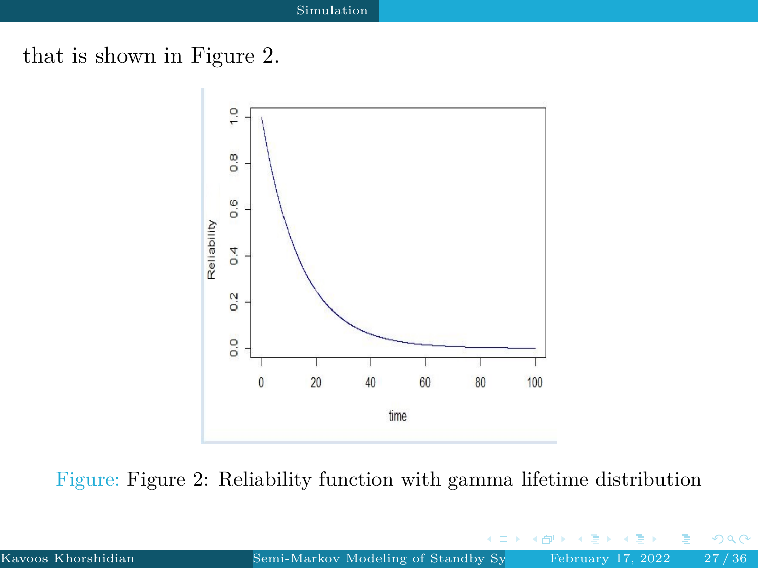that is shown in Figure 2.

Figure: Figure 2: Reliability function with gamma lifetime distribution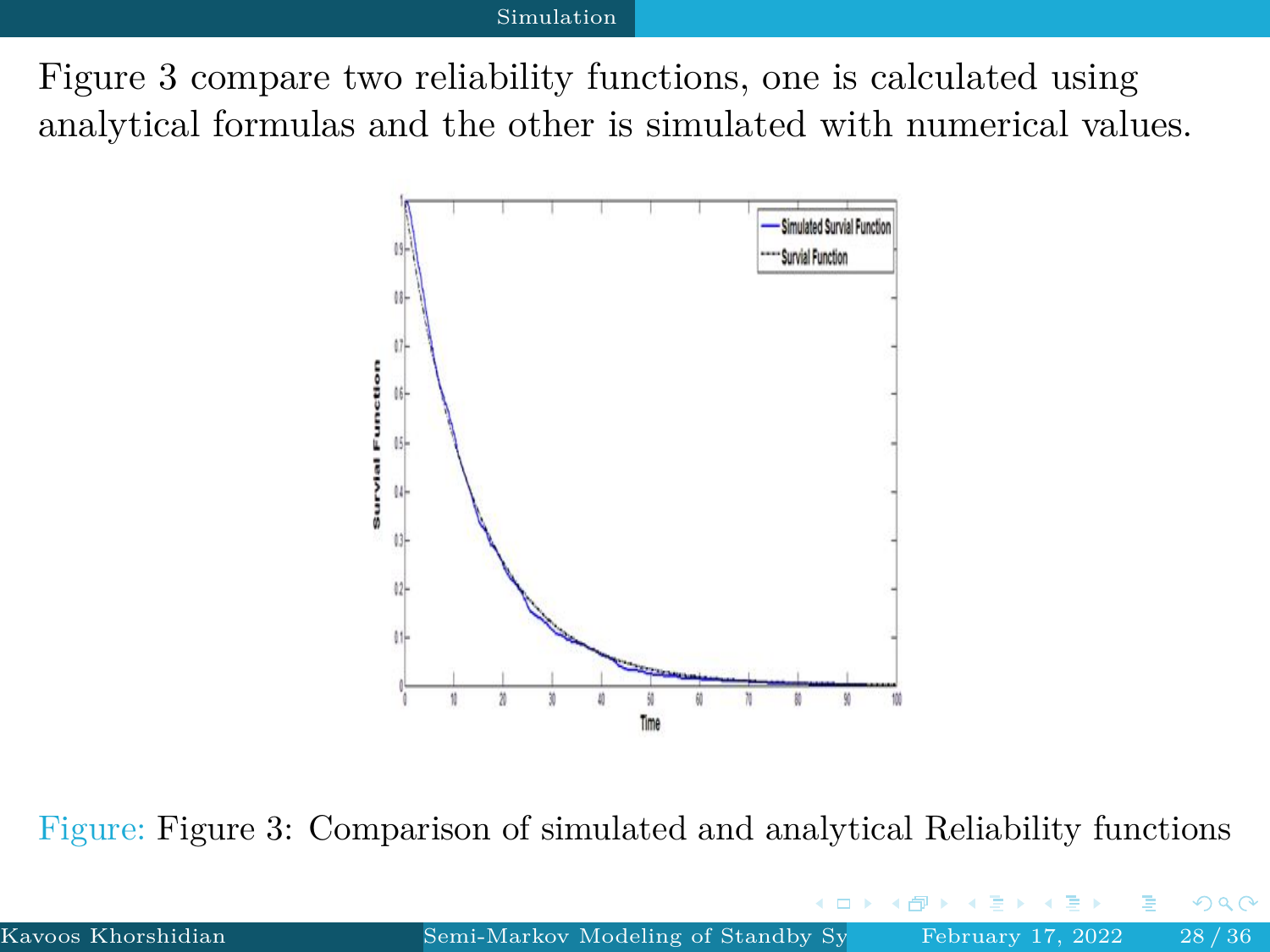Figure 3 compare two reliability functions, one is calculated using analytical formulas and the other is simulated with numerical values.

Figure: Figure 3: Comparison of simulated and analytical Reliability functions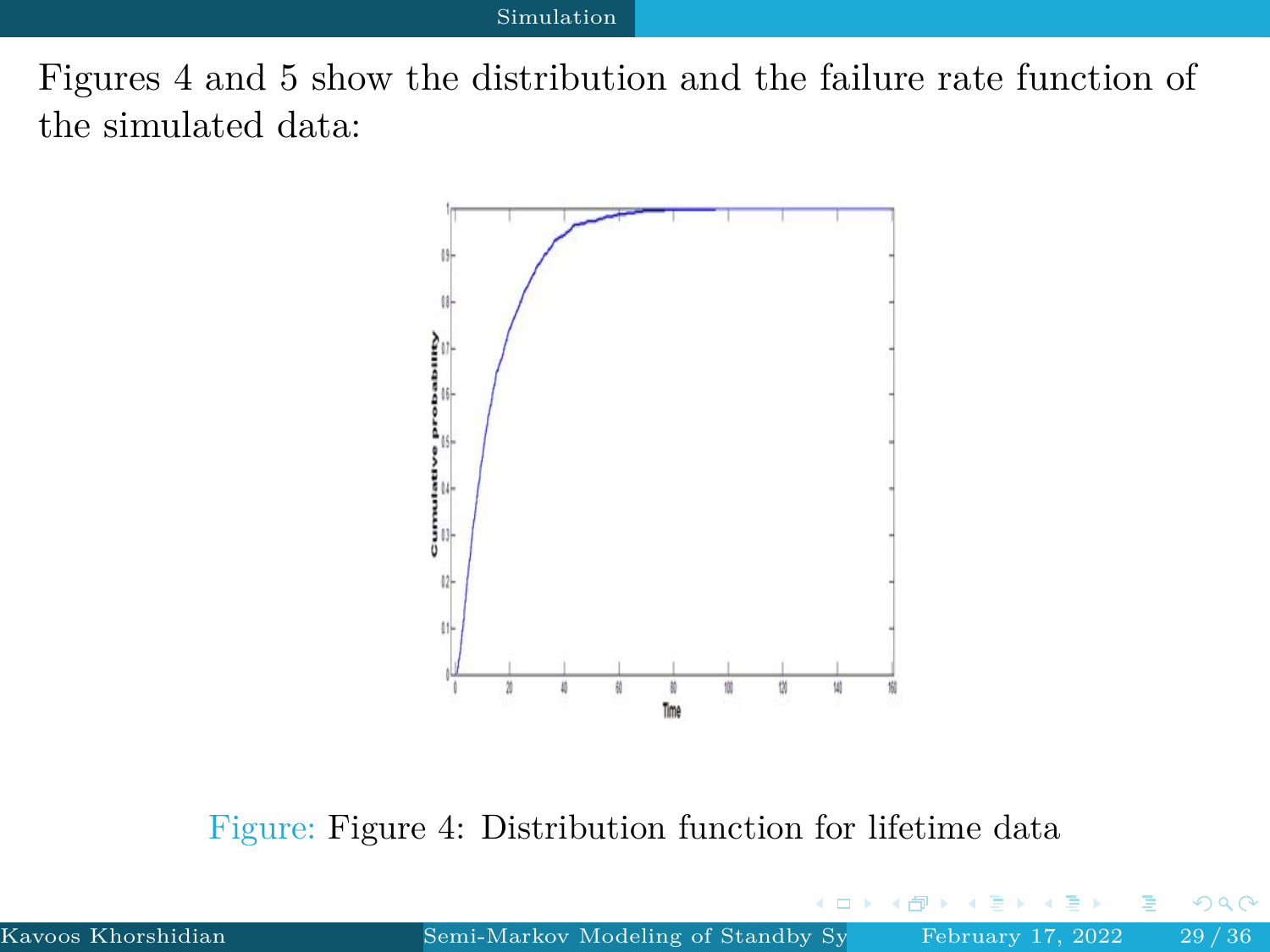Figures 4 and 5 show the distribution and the failure rate function of the simulated data:

Figure: Figure 4: Distribution function for lifetime data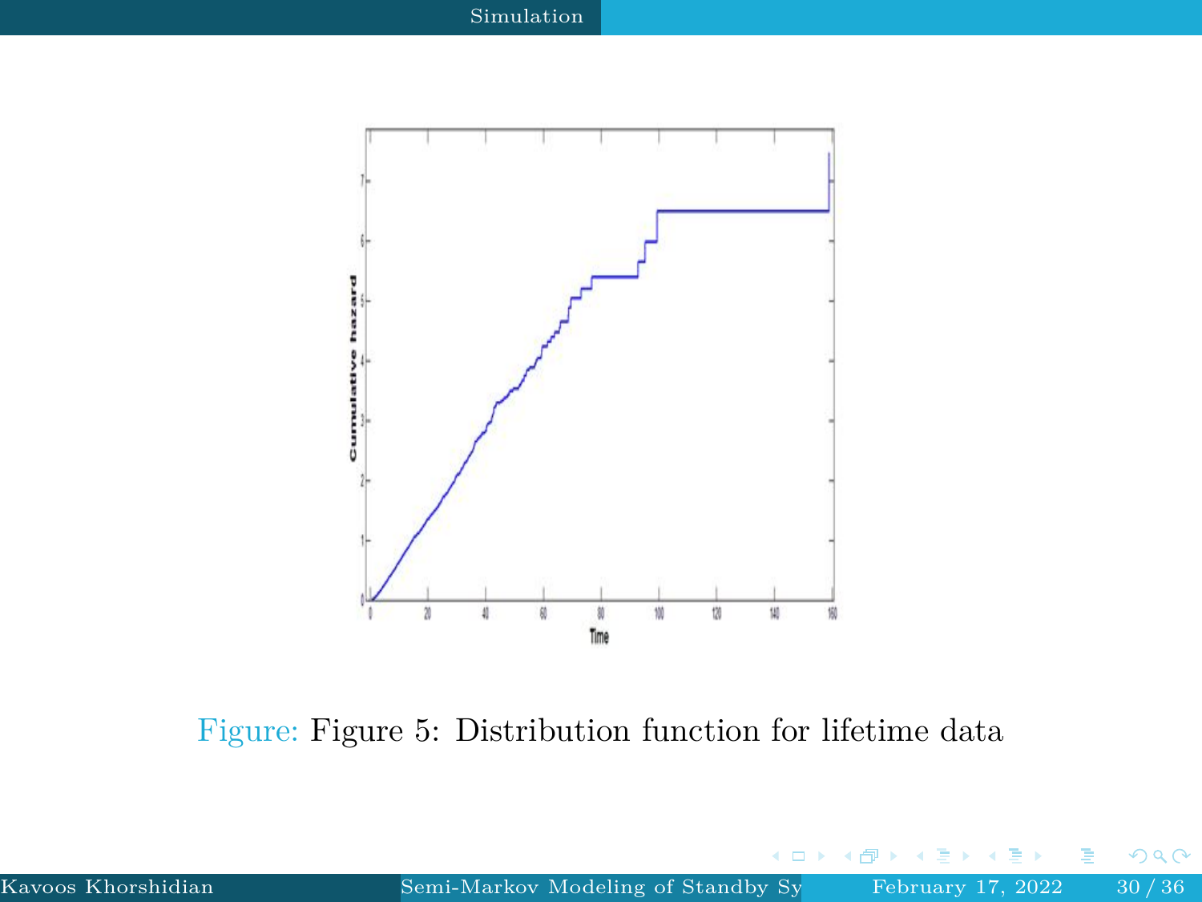Figure: Figure 5: Distribution function for lifetime data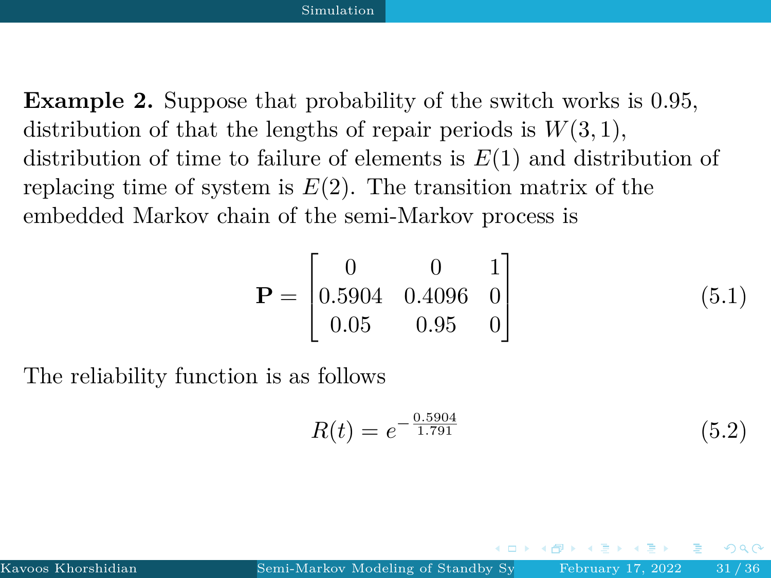**Example 2.** Suppose that probability of the switch works is 0.95, distribution of that the lengths of repair periods is $W(3,1)$, distribution of time to failure of elements is $E(1)$ and distribution of replacing time of system is $E(2)$. The transition matrix of the embedded Markov chain of the semi-Markov process is

$$\mathbf{P} = \begin{bmatrix} 0 & 0 & 1 \\ 0.5904 & 0.4096 & 0 \\ 0.05 & 0.95 & 0 \end{bmatrix} \tag{5.1}$$

The reliability function is as follows

$$R(t) = e^{-\frac{0.5904}{1.791}} \tag{5.2}$$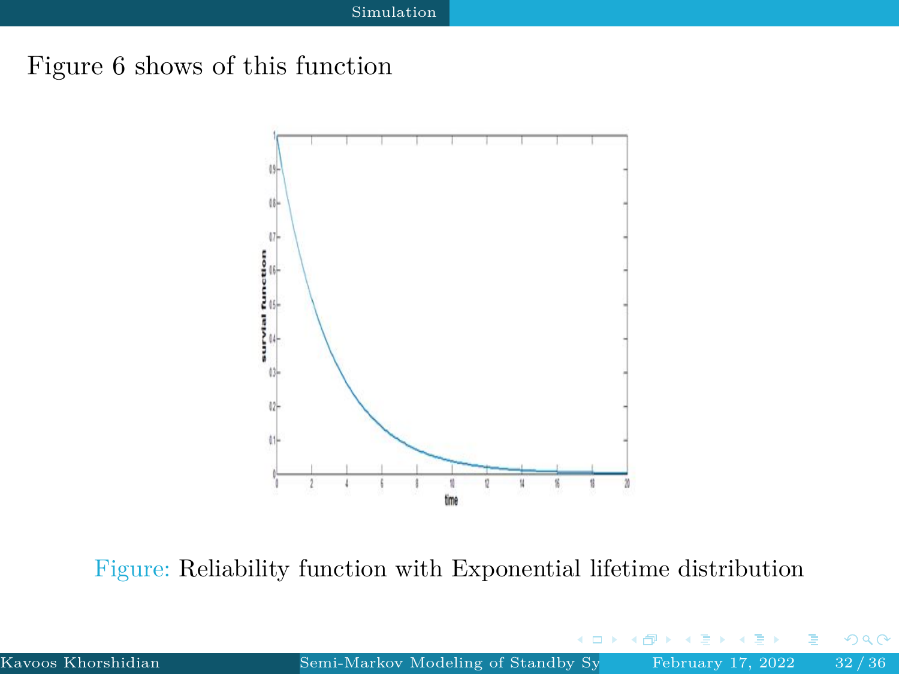Figure 6 shows of this function

Figure: Reliability function with Exponential lifetime distribution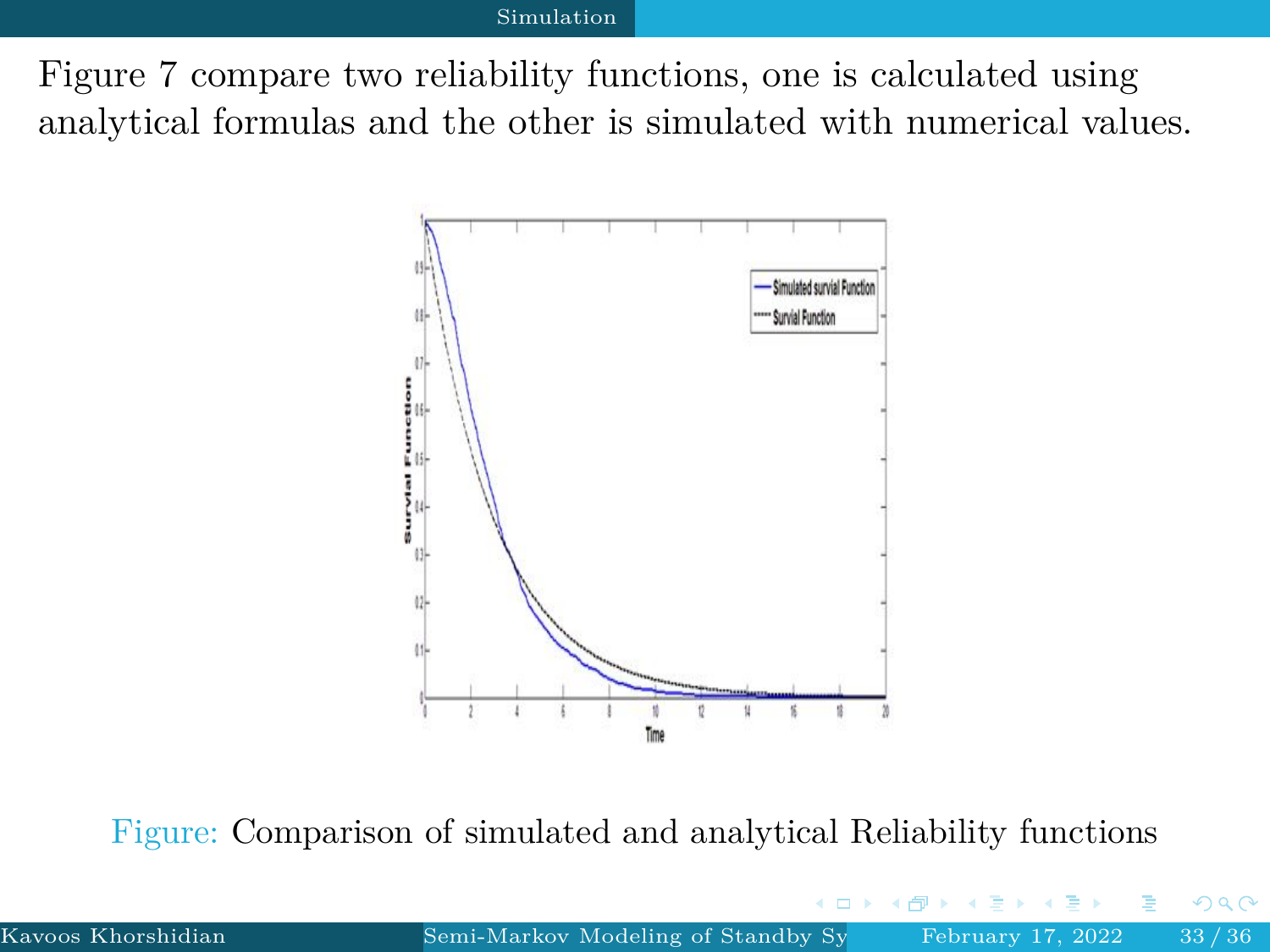Figure 7 compare two reliability functions, one is calculated using analytical formulas and the other is simulated with numerical values.

Figure: Comparison of simulated and analytical Reliability functions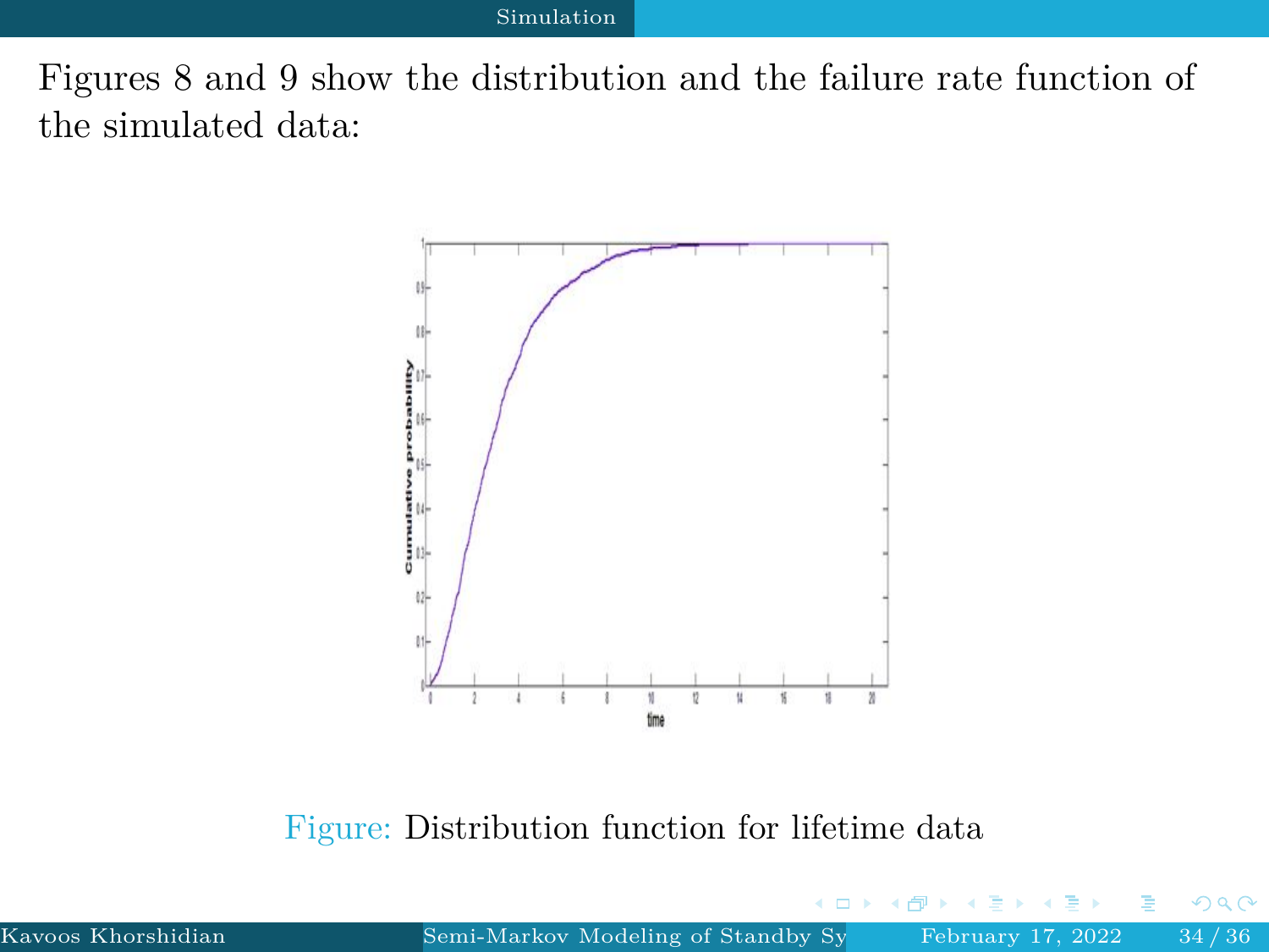Figures 8 and 9 show the distribution and the failure rate function of the simulated data:

Figure: Distribution function for lifetime data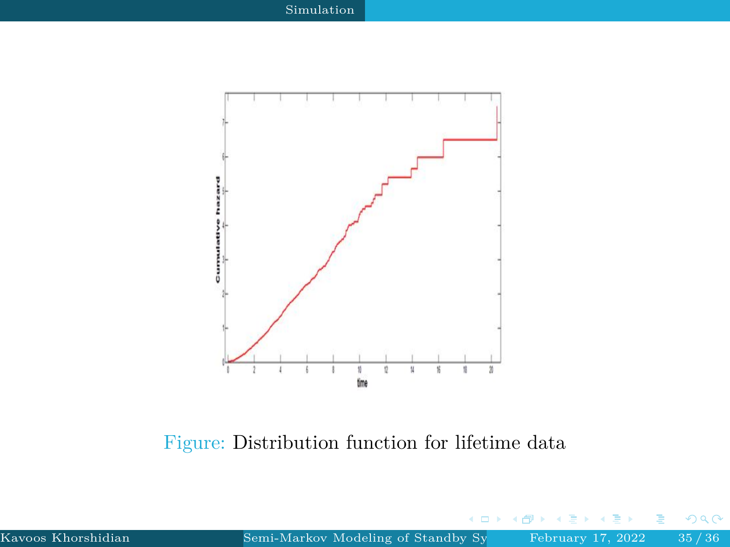Figure: Distribution function for lifetime data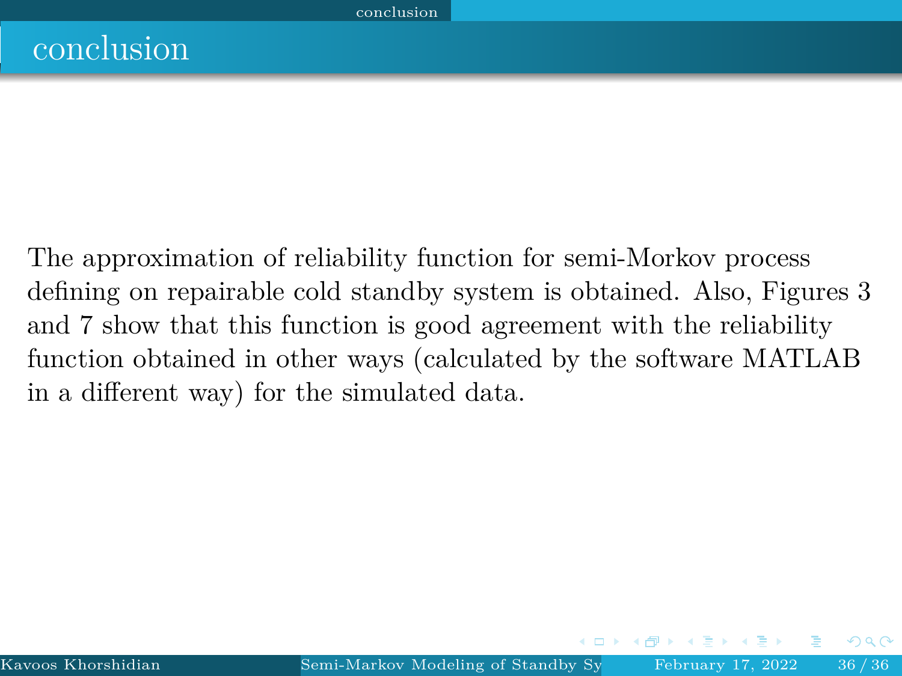# conclusion

The approximation of reliability function for semi-Morkov process defining on repairable cold standby system is obtained. Also, Figures 3 and 7 show that this function is good agreement with the reliability function obtained in other ways (calculated by the software MATLAB in a different way) for the simulated data.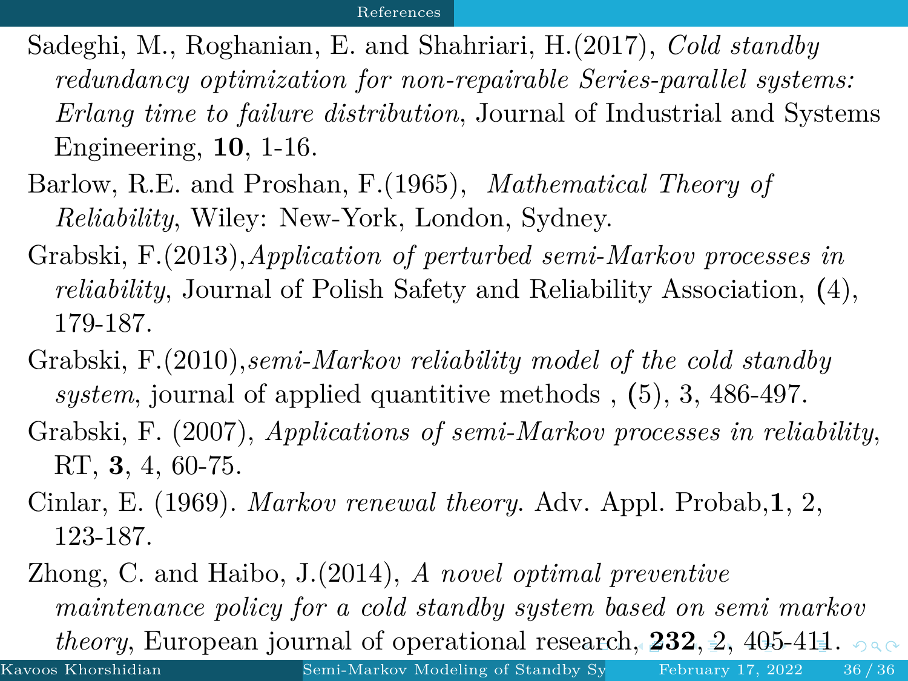Sadeghi, M., Roghanian, E. and Shahriari, H.(2017), *Cold standby redundancy optimization for non-repairable Series-parallel systems: Erlang time to failure distribution*, Journal of Industrial and Systems Engineering, **10**, 1-16.

Barlow, R.E. and Proshan, F.(1965), *Mathematical Theory of Reliability*, Wiley: New-York, London, Sydney.

Grabski, F.(2013),*Application of perturbed semi-Markov processes in reliability*, Journal of Polish Safety and Reliability Association, (4), 179-187.

Grabski, F.(2010),*semi-Markov reliability model of the cold standby system*, journal of applied quantitive methods , (5), 3, 486-497.

Grabski, F. (2007), *Applications of semi-Markov processes in reliability*, RT, **3**, 4, 60-75.

Cinlar, E. (1969). *Markov renewal theory.* Adv. Appl. Probab,**1**, 2, 123-187.

Zhong, C. and Haibo, J.(2014), *A novel optimal preventive maintenance policy for a cold standby system based on semi markov theory*, European journal of operational research, **232**, 2, 405-411.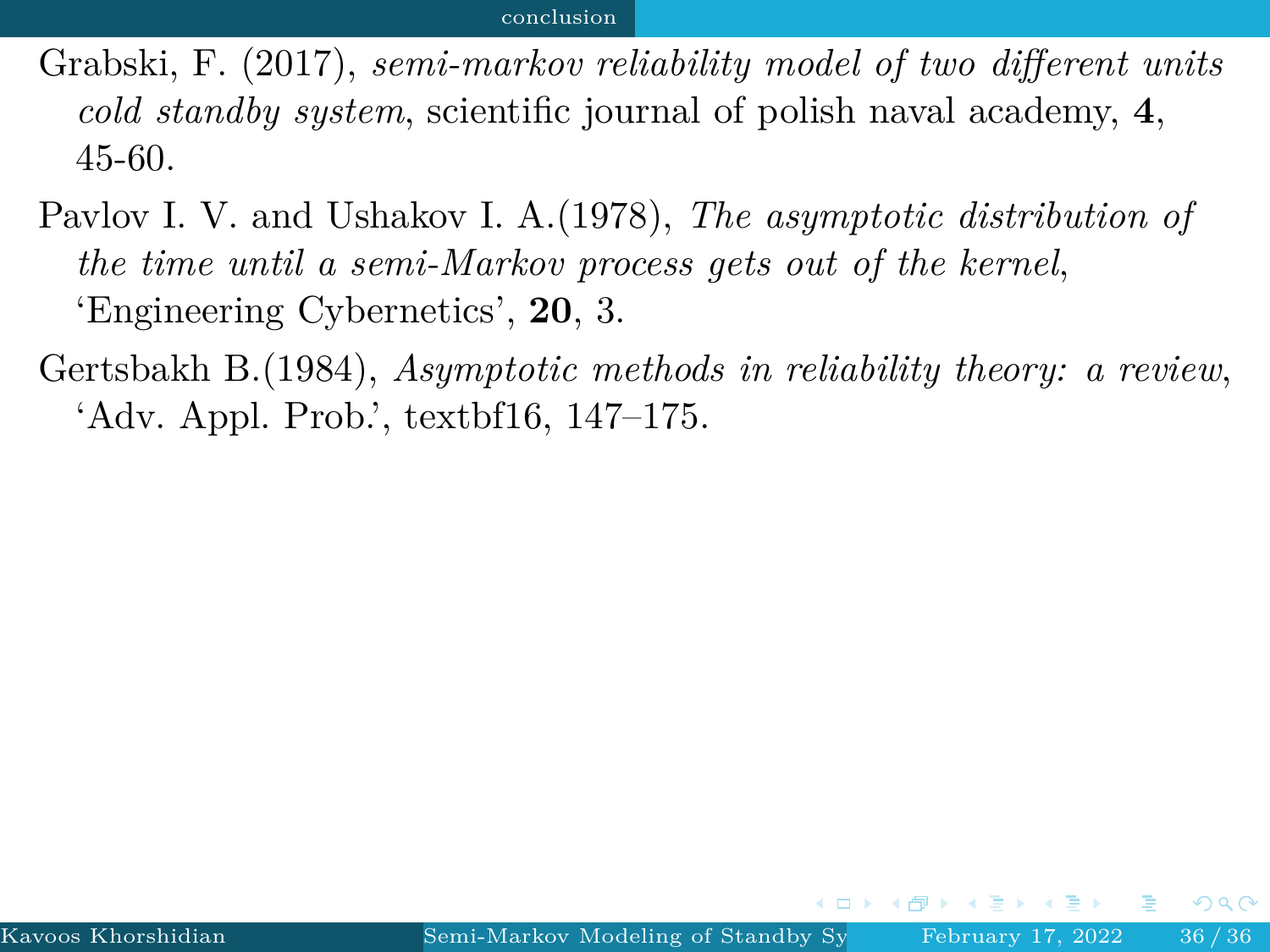Grabski, F. (2017), *semi-markov reliability model of two different units cold standby system*, scientific journal of polish naval academy, **4**, 45-60.

Pavlov I. V. and Ushakov I. A.(1978), *The asymptotic distribution of the time until a semi-Markov process gets out of the kernel*, 'Engineering Cybernetics', **20**, 3.

Gertsbakh B.(1984), *Asymptotic methods in reliability theory: a review*, 'Adv. Appl. Prob.', textbf16, 147–175.